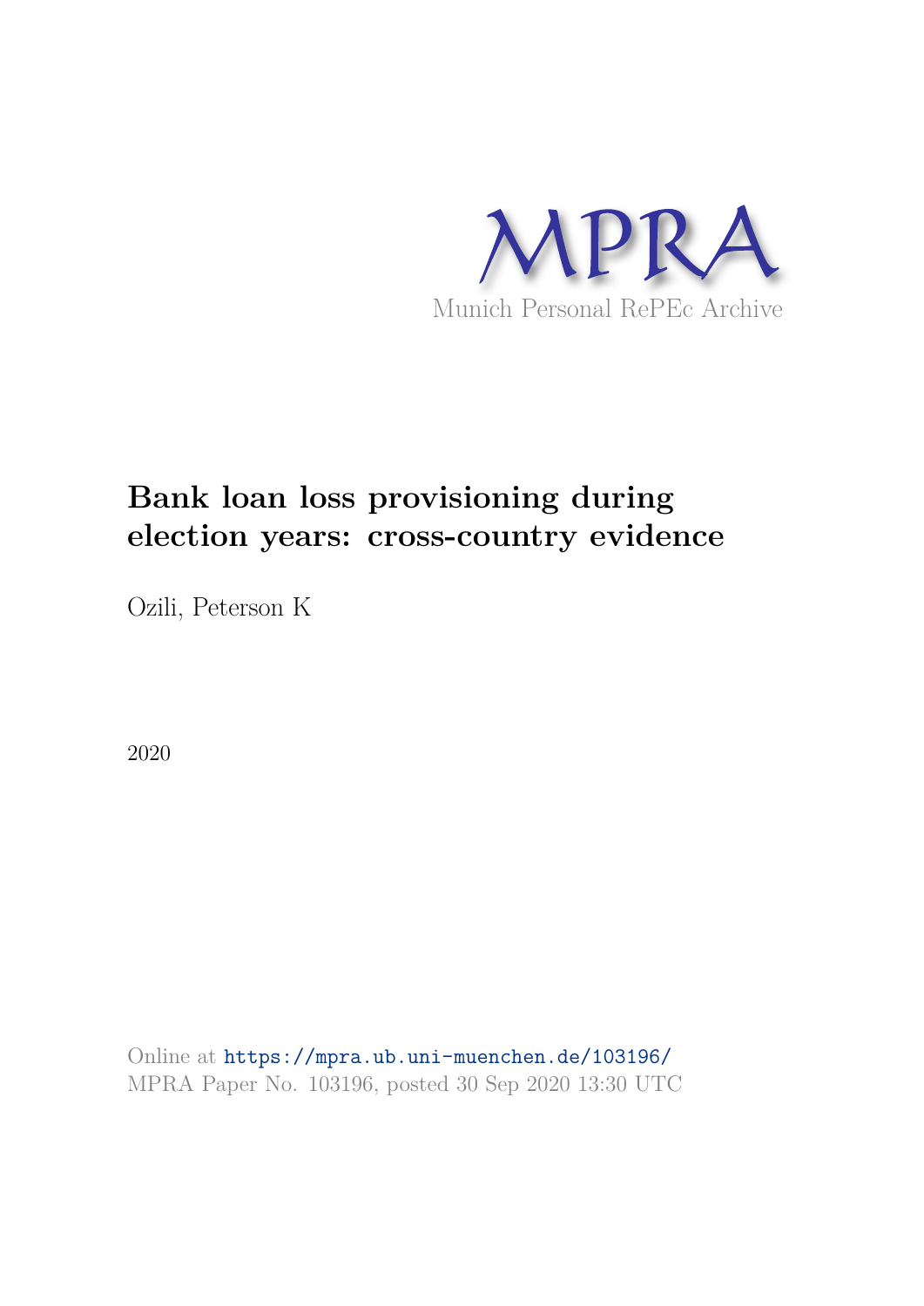MPRA

Munich Personal RePEc Archive

# Bank loan loss provisioning during election years: cross-country evidence

Ozili, Peterson K

2020

Online at https://mpra.ub.uni-muenchen.de/103196/
MPRA Paper No. 103196, posted 30 Sep 2020 13:30 UTC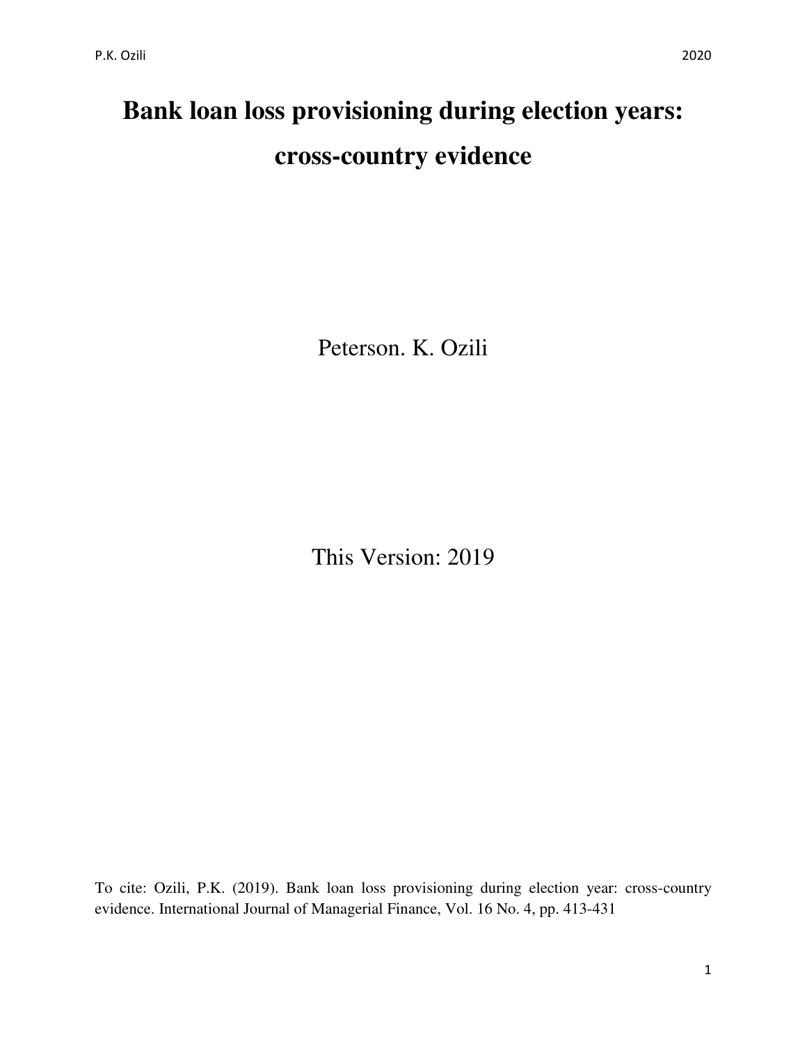# Bank loan loss provisioning during election years: cross-country evidence

Peterson. K. Ozili

This Version: 2019

To cite: Ozili, P.K. (2019). Bank loan loss provisioning during election year: cross-country evidence. International Journal of Managerial Finance, Vol. 16 No. 4, pp. 413-431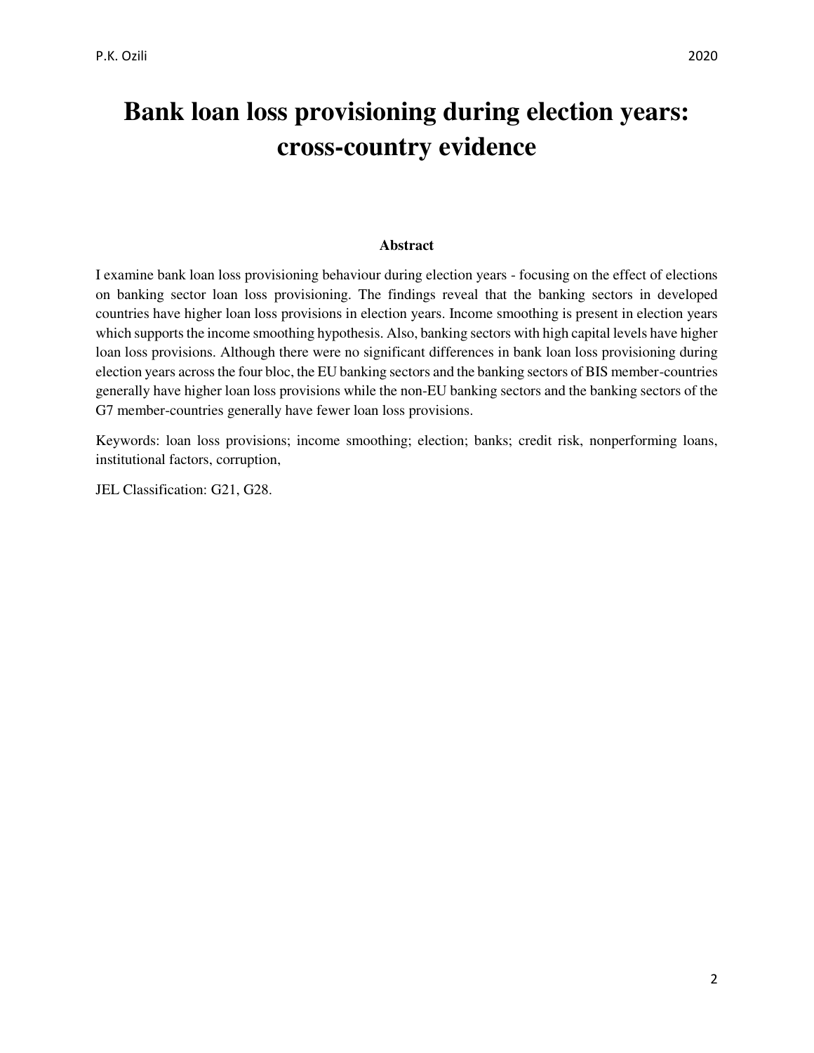# Bank loan loss provisioning during election years: cross-country evidence

**Abstract**

I examine bank loan loss provisioning behaviour during election years - focusing on the effect of elections on banking sector loan loss provisioning. The findings reveal that the banking sectors in developed countries have higher loan loss provisions in election years. Income smoothing is present in election years which supports the income smoothing hypothesis. Also, banking sectors with high capital levels have higher loan loss provisions. Although there were no significant differences in bank loan loss provisioning during election years across the four bloc, the EU banking sectors and the banking sectors of BIS member-countries generally have higher loan loss provisions while the non-EU banking sectors and the banking sectors of the G7 member-countries generally have fewer loan loss provisions.

Keywords: loan loss provisions; income smoothing; election; banks; credit risk, nonperforming loans, institutional factors, corruption,

JEL Classification: G21, G28.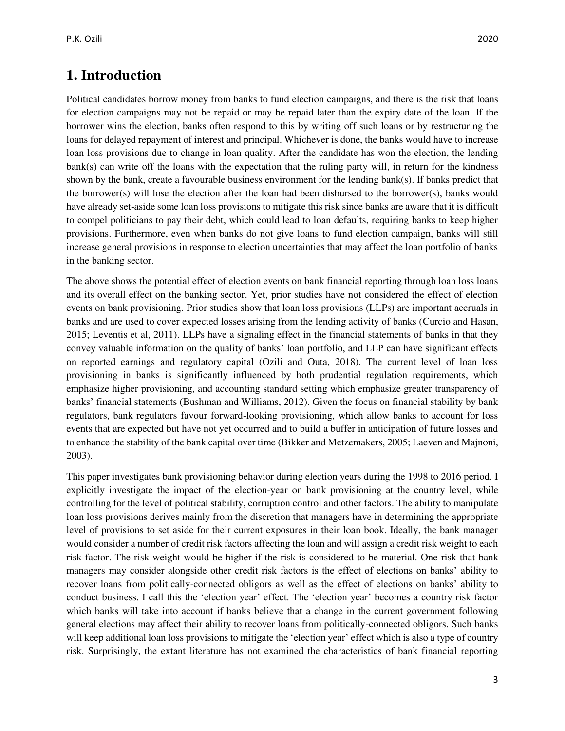# 1. Introduction

Political candidates borrow money from banks to fund election campaigns, and there is the risk that loans for election campaigns may not be repaid or may be repaid later than the expiry date of the loan. If the borrower wins the election, banks often respond to this by writing off such loans or by restructuring the loans for delayed repayment of interest and principal. Whichever is done, the banks would have to increase loan loss provisions due to change in loan quality. After the candidate has won the election, the lending bank(s) can write off the loans with the expectation that the ruling party will, in return for the kindness shown by the bank, create a favourable business environment for the lending bank(s). If banks predict that the borrower(s) will lose the election after the loan had been disbursed to the borrower(s), banks would have already set-aside some loan loss provisions to mitigate this risk since banks are aware that it is difficult to compel politicians to pay their debt, which could lead to loan defaults, requiring banks to keep higher provisions. Furthermore, even when banks do not give loans to fund election campaign, banks will still increase general provisions in response to election uncertainties that may affect the loan portfolio of banks in the banking sector.

The above shows the potential effect of election events on bank financial reporting through loan loss loans and its overall effect on the banking sector. Yet, prior studies have not considered the effect of election events on bank provisioning. Prior studies show that loan loss provisions (LLPs) are important accruals in banks and are used to cover expected losses arising from the lending activity of banks (Curcio and Hasan, 2015; Leventis et al, 2011). LLPs have a signaling effect in the financial statements of banks in that they convey valuable information on the quality of banks' loan portfolio, and LLP can have significant effects on reported earnings and regulatory capital (Ozili and Outa, 2018). The current level of loan loss provisioning in banks is significantly influenced by both prudential regulation requirements, which emphasize higher provisioning, and accounting standard setting which emphasize greater transparency of banks' financial statements (Bushman and Williams, 2012). Given the focus on financial stability by bank regulators, bank regulators favour forward-looking provisioning, which allow banks to account for loss events that are expected but have not yet occurred and to build a buffer in anticipation of future losses and to enhance the stability of the bank capital over time (Bikker and Metzemakers, 2005; Laeven and Majnoni, 2003).

This paper investigates bank provisioning behavior during election years during the 1998 to 2016 period. I explicitly investigate the impact of the election-year on bank provisioning at the country level, while controlling for the level of political stability, corruption control and other factors. The ability to manipulate loan loss provisions derives mainly from the discretion that managers have in determining the appropriate level of provisions to set aside for their current exposures in their loan book. Ideally, the bank manager would consider a number of credit risk factors affecting the loan and will assign a credit risk weight to each risk factor. The risk weight would be higher if the risk is considered to be material. One risk that bank managers may consider alongside other credit risk factors is the effect of elections on banks' ability to recover loans from politically-connected obligors as well as the effect of elections on banks' ability to conduct business. I call this the 'election year' effect. The 'election year' becomes a country risk factor which banks will take into account if banks believe that a change in the current government following general elections may affect their ability to recover loans from politically-connected obligors. Such banks will keep additional loan loss provisions to mitigate the 'election year' effect which is also a type of country risk. Surprisingly, the extant literature has not examined the characteristics of bank financial reporting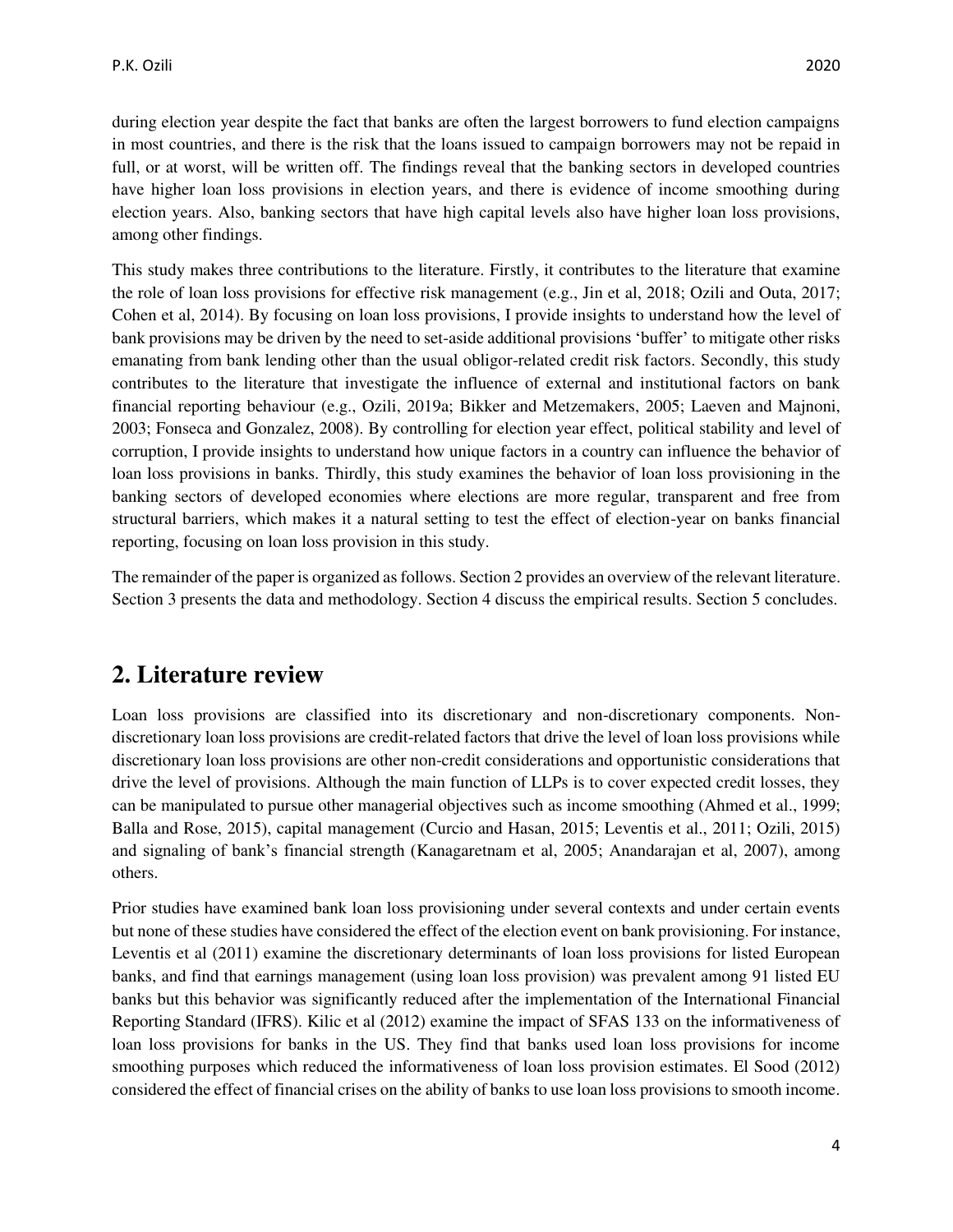during election year despite the fact that banks are often the largest borrowers to fund election campaigns in most countries, and there is the risk that the loans issued to campaign borrowers may not be repaid in full, or at worst, will be written off. The findings reveal that the banking sectors in developed countries have higher loan loss provisions in election years, and there is evidence of income smoothing during election years. Also, banking sectors that have high capital levels also have higher loan loss provisions, among other findings.

This study makes three contributions to the literature. Firstly, it contributes to the literature that examine the role of loan loss provisions for effective risk management (e.g., Jin et al, 2018; Ozili and Outa, 2017; Cohen et al, 2014). By focusing on loan loss provisions, I provide insights to understand how the level of bank provisions may be driven by the need to set-aside additional provisions 'buffer' to mitigate other risks emanating from bank lending other than the usual obligor-related credit risk factors. Secondly, this study contributes to the literature that investigate the influence of external and institutional factors on bank financial reporting behaviour (e.g., Ozili, 2019a; Bikker and Metzemakers, 2005; Laeven and Majnoni, 2003; Fonseca and Gonzalez, 2008). By controlling for election year effect, political stability and level of corruption, I provide insights to understand how unique factors in a country can influence the behavior of loan loss provisions in banks. Thirdly, this study examines the behavior of loan loss provisioning in the banking sectors of developed economies where elections are more regular, transparent and free from structural barriers, which makes it a natural setting to test the effect of election-year on banks financial reporting, focusing on loan loss provision in this study.

The remainder of the paper is organized as follows. Section 2 provides an overview of the relevant literature. Section 3 presents the data and methodology. Section 4 discuss the empirical results. Section 5 concludes.

## 2. Literature review

Loan loss provisions are classified into its discretionary and non-discretionary components. Non-discretionary loan loss provisions are credit-related factors that drive the level of loan loss provisions while discretionary loan loss provisions are other non-credit considerations and opportunistic considerations that drive the level of provisions. Although the main function of LLPs is to cover expected credit losses, they can be manipulated to pursue other managerial objectives such as income smoothing (Ahmed et al., 1999; Balla and Rose, 2015), capital management (Curcio and Hasan, 2015; Leventis et al., 2011; Ozili, 2015) and signaling of bank's financial strength (Kanagaretnam et al, 2005; Anandarajan et al, 2007), among others.

Prior studies have examined bank loan loss provisioning under several contexts and under certain events but none of these studies have considered the effect of the election event on bank provisioning. For instance, Leventis et al (2011) examine the discretionary determinants of loan loss provisions for listed European banks, and find that earnings management (using loan loss provision) was prevalent among 91 listed EU banks but this behavior was significantly reduced after the implementation of the International Financial Reporting Standard (IFRS). Kilic et al (2012) examine the impact of SFAS 133 on the informativeness of loan loss provisions for banks in the US. They find that banks used loan loss provisions for income smoothing purposes which reduced the informativeness of loan loss provision estimates. El Sood (2012) considered the effect of financial crises on the ability of banks to use loan loss provisions to smooth income.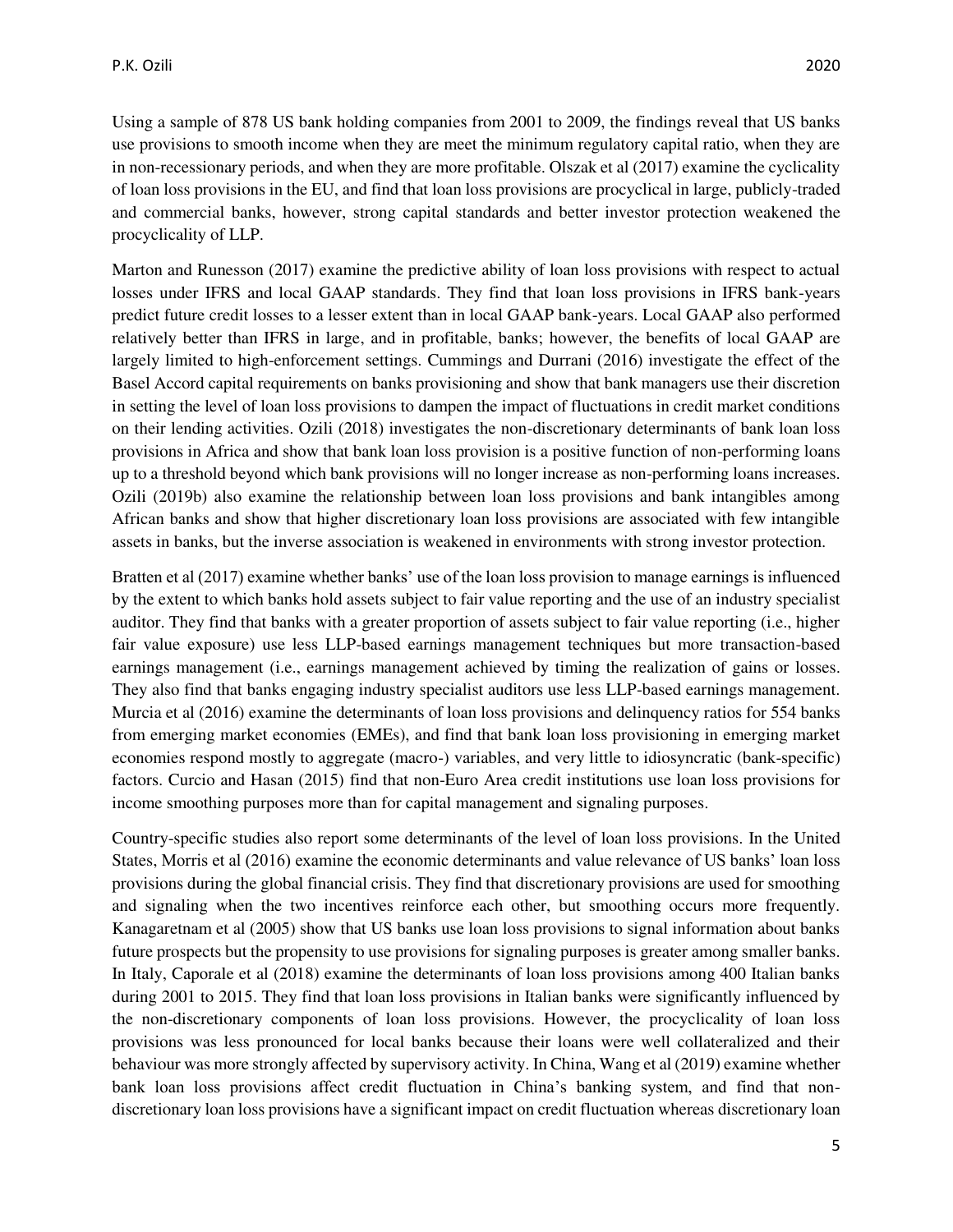Using a sample of 878 US bank holding companies from 2001 to 2009, the findings reveal that US banks use provisions to smooth income when they are meet the minimum regulatory capital ratio, when they are in non-recessionary periods, and when they are more profitable. Olszak et al (2017) examine the cyclicality of loan loss provisions in the EU, and find that loan loss provisions are procyclical in large, publicly-traded and commercial banks, however, strong capital standards and better investor protection weakened the procyclicality of LLP.

Marton and Runesson (2017) examine the predictive ability of loan loss provisions with respect to actual losses under IFRS and local GAAP standards. They find that loan loss provisions in IFRS bank-years predict future credit losses to a lesser extent than in local GAAP bank-years. Local GAAP also performed relatively better than IFRS in large, and in profitable, banks; however, the benefits of local GAAP are largely limited to high-enforcement settings. Cummings and Durrani (2016) investigate the effect of the Basel Accord capital requirements on banks provisioning and show that bank managers use their discretion in setting the level of loan loss provisions to dampen the impact of fluctuations in credit market conditions on their lending activities. Ozili (2018) investigates the non-discretionary determinants of bank loan loss provisions in Africa and show that bank loan loss provision is a positive function of non-performing loans up to a threshold beyond which bank provisions will no longer increase as non-performing loans increases. Ozili (2019b) also examine the relationship between loan loss provisions and bank intangibles among African banks and show that higher discretionary loan loss provisions are associated with few intangible assets in banks, but the inverse association is weakened in environments with strong investor protection.

Bratten et al (2017) examine whether banks' use of the loan loss provision to manage earnings is influenced by the extent to which banks hold assets subject to fair value reporting and the use of an industry specialist auditor. They find that banks with a greater proportion of assets subject to fair value reporting (i.e., higher fair value exposure) use less LLP-based earnings management techniques but more transaction-based earnings management (i.e., earnings management achieved by timing the realization of gains or losses. They also find that banks engaging industry specialist auditors use less LLP-based earnings management. Murcia et al (2016) examine the determinants of loan loss provisions and delinquency ratios for 554 banks from emerging market economies (EMEs), and find that bank loan loss provisioning in emerging market economies respond mostly to aggregate (macro-) variables, and very little to idiosyncratic (bank-specific) factors. Curcio and Hasan (2015) find that non-Euro Area credit institutions use loan loss provisions for income smoothing purposes more than for capital management and signaling purposes.

Country-specific studies also report some determinants of the level of loan loss provisions. In the United States, Morris et al (2016) examine the economic determinants and value relevance of US banks' loan loss provisions during the global financial crisis. They find that discretionary provisions are used for smoothing and signaling when the two incentives reinforce each other, but smoothing occurs more frequently. Kanagaretnam et al (2005) show that US banks use loan loss provisions to signal information about banks future prospects but the propensity to use provisions for signaling purposes is greater among smaller banks. In Italy, Caporale et al (2018) examine the determinants of loan loss provisions among 400 Italian banks during 2001 to 2015. They find that loan loss provisions in Italian banks were significantly influenced by the non-discretionary components of loan loss provisions. However, the procyclicality of loan loss provisions was less pronounced for local banks because their loans were well collateralized and their behaviour was more strongly affected by supervisory activity. In China, Wang et al (2019) examine whether bank loan loss provisions affect credit fluctuation in China's banking system, and find that non-discretionary loan loss provisions have a significant impact on credit fluctuation whereas discretionary loan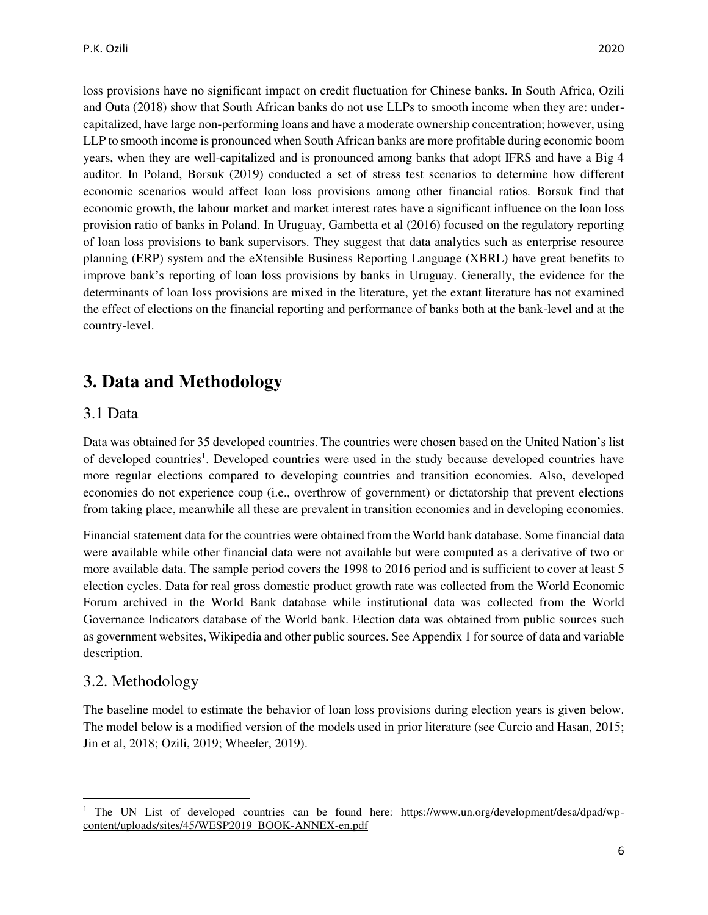loss provisions have no significant impact on credit fluctuation for Chinese banks. In South Africa, Ozili and Outa (2018) show that South African banks do not use LLPs to smooth income when they are: under-capitalized, have large non-performing loans and have a moderate ownership concentration; however, using LLP to smooth income is pronounced when South African banks are more profitable during economic boom years, when they are well-capitalized and is pronounced among banks that adopt IFRS and have a Big 4 auditor. In Poland, Borsuk (2019) conducted a set of stress test scenarios to determine how different economic scenarios would affect loan loss provisions among other financial ratios. Borsuk find that economic growth, the labour market and market interest rates have a significant influence on the loan loss provision ratio of banks in Poland. In Uruguay, Gambetta et al (2016) focused on the regulatory reporting of loan loss provisions to bank supervisors. They suggest that data analytics such as enterprise resource planning (ERP) system and the eXtensible Business Reporting Language (XBRL) have great benefits to improve bank's reporting of loan loss provisions by banks in Uruguay. Generally, the evidence for the determinants of loan loss provisions are mixed in the literature, yet the extant literature has not examined the effect of elections on the financial reporting and performance of banks both at the bank-level and at the country-level.

# 3. Data and Methodology

## 3.1 Data

Data was obtained for 35 developed countries. The countries were chosen based on the United Nation's list of developed countries[1]. Developed countries were used in the study because developed countries have more regular elections compared to developing countries and transition economies. Also, developed economies do not experience coup (i.e., overthrow of government) or dictatorship that prevent elections from taking place, meanwhile all these are prevalent in transition economies and in developing economies.

Financial statement data for the countries were obtained from the World bank database. Some financial data were available while other financial data were not available but were computed as a derivative of two or more available data. The sample period covers the 1998 to 2016 period and is sufficient to cover at least 5 election cycles. Data for real gross domestic product growth rate was collected from the World Economic Forum archived in the World Bank database while institutional data was collected from the World Governance Indicators database of the World bank. Election data was obtained from public sources such as government websites, Wikipedia and other public sources. See Appendix 1 for source of data and variable description.

## 3.2. Methodology

The baseline model to estimate the behavior of loan loss provisions during election years is given below. The model below is a modified version of the models used in prior literature (see Curcio and Hasan, 2015; Jin et al, 2018; Ozili, 2019; Wheeler, 2019).

---

[1] The UN List of developed countries can be found here: https://www.un.org/development/desa/dpad/wp-content/uploads/sites/45/WESP2019_BOOK-ANNEX-en.pdf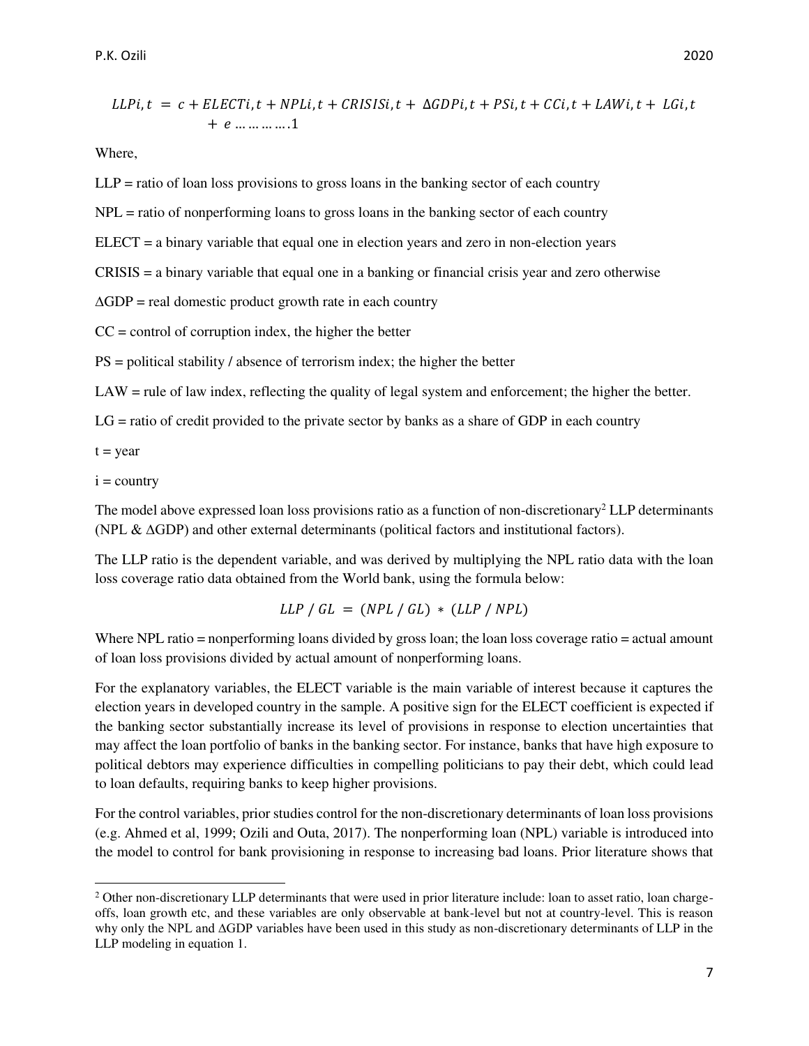$$LLPi,t = c + ELECTi,t + NPLi,t + CRISISi,t + \Delta GDPi,t + PSi,t + CCi,t + LAWi,t + LGi,t + e \ldots\ldots\ldots\ldots 1$$

Where,

LLP = ratio of loan loss provisions to gross loans in the banking sector of each country

NPL = ratio of nonperforming loans to gross loans in the banking sector of each country

ELECT = a binary variable that equal one in election years and zero in non-election years

CRISIS = a binary variable that equal one in a banking or financial crisis year and zero otherwise

ΔGDP = real domestic product growth rate in each country

CC = control of corruption index, the higher the better

PS = political stability / absence of terrorism index; the higher the better

LAW = rule of law index, reflecting the quality of legal system and enforcement; the higher the better.

LG = ratio of credit provided to the private sector by banks as a share of GDP in each country

t = year

i = country

The model above expressed loan loss provisions ratio as a function of non-discretionary[2] LLP determinants (NPL & ΔGDP) and other external determinants (political factors and institutional factors).

The LLP ratio is the dependent variable, and was derived by multiplying the NPL ratio data with the loan loss coverage ratio data obtained from the World bank, using the formula below:

$$LLP \,/\, GL = (NPL \,/\, GL) * (LLP \,/\, NPL)$$

Where NPL ratio = nonperforming loans divided by gross loan; the loan loss coverage ratio = actual amount of loan loss provisions divided by actual amount of nonperforming loans.

For the explanatory variables, the ELECT variable is the main variable of interest because it captures the election years in developed country in the sample. A positive sign for the ELECT coefficient is expected if the banking sector substantially increase its level of provisions in response to election uncertainties that may affect the loan portfolio of banks in the banking sector. For instance, banks that have high exposure to political debtors may experience difficulties in compelling politicians to pay their debt, which could lead to loan defaults, requiring banks to keep higher provisions.

For the control variables, prior studies control for the non-discretionary determinants of loan loss provisions (e.g. Ahmed et al, 1999; Ozili and Outa, 2017). The nonperforming loan (NPL) variable is introduced into the model to control for bank provisioning in response to increasing bad loans. Prior literature shows that

[2] Other non-discretionary LLP determinants that were used in prior literature include: loan to asset ratio, loan charge-offs, loan growth etc, and these variables are only observable at bank-level but not at country-level. This is reason why only the NPL and ΔGDP variables have been used in this study as non-discretionary determinants of LLP in the LLP modeling in equation 1.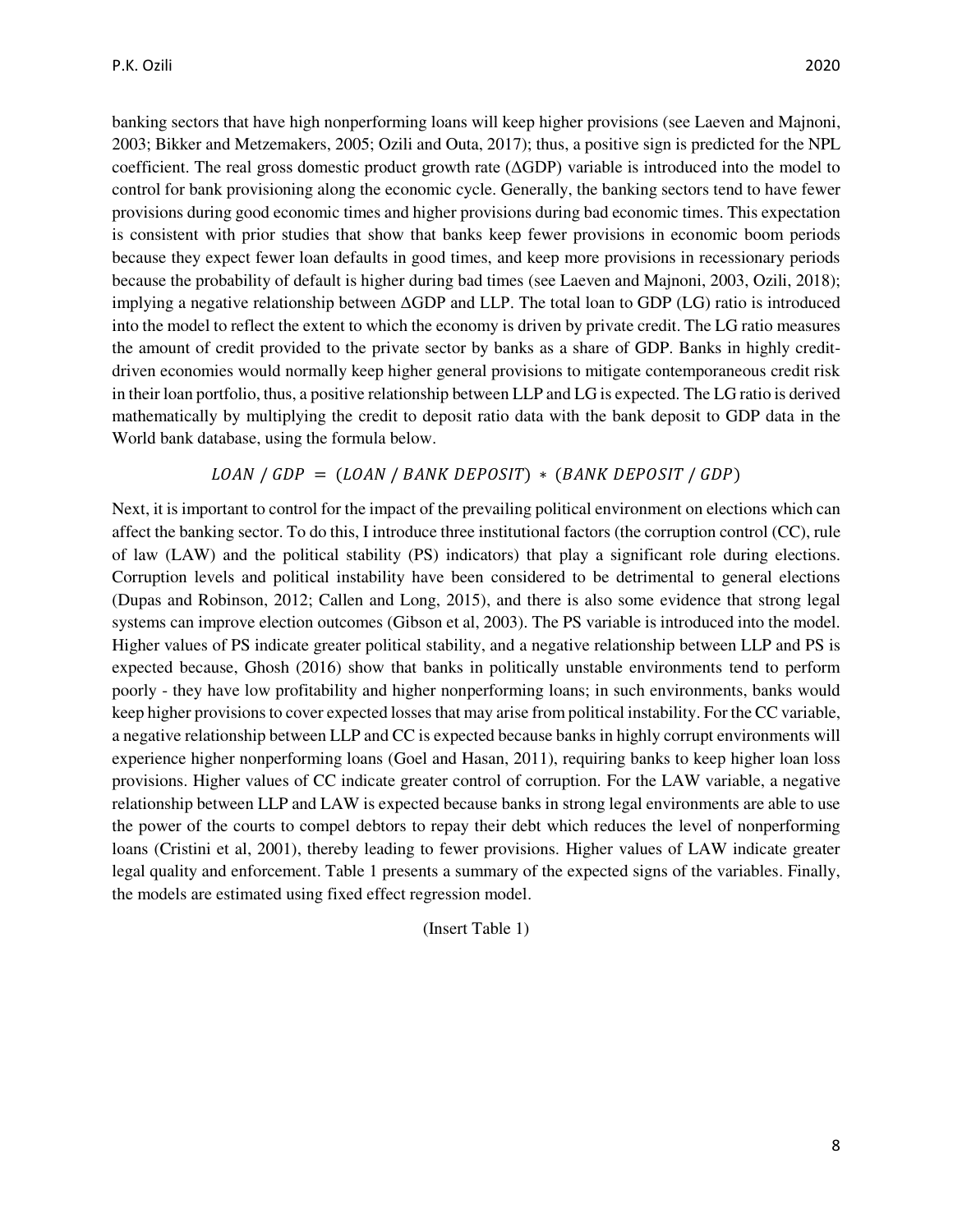banking sectors that have high nonperforming loans will keep higher provisions (see Laeven and Majnoni, 2003; Bikker and Metzemakers, 2005; Ozili and Outa, 2017); thus, a positive sign is predicted for the NPL coefficient. The real gross domestic product growth rate (ΔGDP) variable is introduced into the model to control for bank provisioning along the economic cycle. Generally, the banking sectors tend to have fewer provisions during good economic times and higher provisions during bad economic times. This expectation is consistent with prior studies that show that banks keep fewer provisions in economic boom periods because they expect fewer loan defaults in good times, and keep more provisions in recessionary periods because the probability of default is higher during bad times (see Laeven and Majnoni, 2003, Ozili, 2018); implying a negative relationship between ΔGDP and LLP. The total loan to GDP (LG) ratio is introduced into the model to reflect the extent to which the economy is driven by private credit. The LG ratio measures the amount of credit provided to the private sector by banks as a share of GDP. Banks in highly credit-driven economies would normally keep higher general provisions to mitigate contemporaneous credit risk in their loan portfolio, thus, a positive relationship between LLP and LG is expected. The LG ratio is derived mathematically by multiplying the credit to deposit ratio data with the bank deposit to GDP data in the World bank database, using the formula below.

$$LOAN \;/\; GDP \;=\; (LOAN \;/\; BANK\ DEPOSIT) \;*\; (BANK\ DEPOSIT \;/\; GDP)$$

Next, it is important to control for the impact of the prevailing political environment on elections which can affect the banking sector. To do this, I introduce three institutional factors (the corruption control (CC), rule of law (LAW) and the political stability (PS) indicators) that play a significant role during elections. Corruption levels and political instability have been considered to be detrimental to general elections (Dupas and Robinson, 2012; Callen and Long, 2015), and there is also some evidence that strong legal systems can improve election outcomes (Gibson et al, 2003). The PS variable is introduced into the model. Higher values of PS indicate greater political stability, and a negative relationship between LLP and PS is expected because, Ghosh (2016) show that banks in politically unstable environments tend to perform poorly - they have low profitability and higher nonperforming loans; in such environments, banks would keep higher provisions to cover expected losses that may arise from political instability. For the CC variable, a negative relationship between LLP and CC is expected because banks in highly corrupt environments will experience higher nonperforming loans (Goel and Hasan, 2011), requiring banks to keep higher loan loss provisions. Higher values of CC indicate greater control of corruption. For the LAW variable, a negative relationship between LLP and LAW is expected because banks in strong legal environments are able to use the power of the courts to compel debtors to repay their debt which reduces the level of nonperforming loans (Cristini et al, 2001), thereby leading to fewer provisions. Higher values of LAW indicate greater legal quality and enforcement. Table 1 presents a summary of the expected signs of the variables. Finally, the models are estimated using fixed effect regression model.

(Insert Table 1)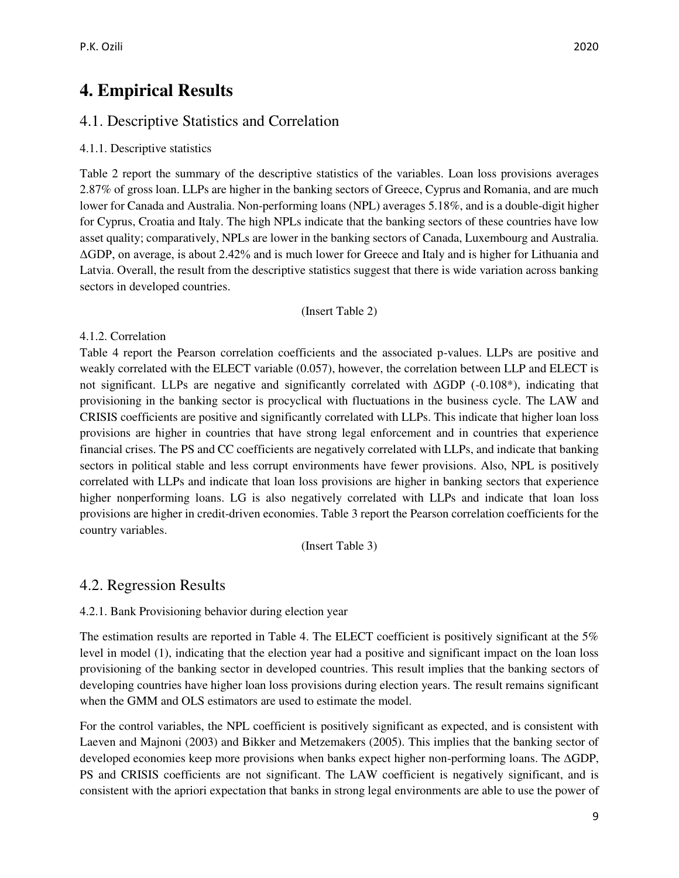# 4. Empirical Results

## 4.1. Descriptive Statistics and Correlation

### 4.1.1. Descriptive statistics

Table 2 report the summary of the descriptive statistics of the variables. Loan loss provisions averages 2.87% of gross loan. LLPs are higher in the banking sectors of Greece, Cyprus and Romania, and are much lower for Canada and Australia. Non-performing loans (NPL) averages 5.18%, and is a double-digit higher for Cyprus, Croatia and Italy. The high NPLs indicate that the banking sectors of these countries have low asset quality; comparatively, NPLs are lower in the banking sectors of Canada, Luxembourg and Australia. ΔGDP, on average, is about 2.42% and is much lower for Greece and Italy and is higher for Lithuania and Latvia. Overall, the result from the descriptive statistics suggest that there is wide variation across banking sectors in developed countries.

(Insert Table 2)

### 4.1.2. Correlation

Table 4 report the Pearson correlation coefficients and the associated p-values. LLPs are positive and weakly correlated with the ELECT variable (0.057), however, the correlation between LLP and ELECT is not significant. LLPs are negative and significantly correlated with ΔGDP (-0.108*), indicating that provisioning in the banking sector is procyclical with fluctuations in the business cycle. The LAW and CRISIS coefficients are positive and significantly correlated with LLPs. This indicate that higher loan loss provisions are higher in countries that have strong legal enforcement and in countries that experience financial crises. The PS and CC coefficients are negatively correlated with LLPs, and indicate that banking sectors in political stable and less corrupt environments have fewer provisions. Also, NPL is positively correlated with LLPs and indicate that loan loss provisions are higher in banking sectors that experience higher nonperforming loans. LG is also negatively correlated with LLPs and indicate that loan loss provisions are higher in credit-driven economies. Table 3 report the Pearson correlation coefficients for the country variables.

(Insert Table 3)

## 4.2. Regression Results

### 4.2.1. Bank Provisioning behavior during election year

The estimation results are reported in Table 4. The ELECT coefficient is positively significant at the 5% level in model (1), indicating that the election year had a positive and significant impact on the loan loss provisioning of the banking sector in developed countries. This result implies that the banking sectors of developing countries have higher loan loss provisions during election years. The result remains significant when the GMM and OLS estimators are used to estimate the model.

For the control variables, the NPL coefficient is positively significant as expected, and is consistent with Laeven and Majnoni (2003) and Bikker and Metzemakers (2005). This implies that the banking sector of developed economies keep more provisions when banks expect higher non-performing loans. The ΔGDP, PS and CRISIS coefficients are not significant. The LAW coefficient is negatively significant, and is consistent with the apriori expectation that banks in strong legal environments are able to use the power of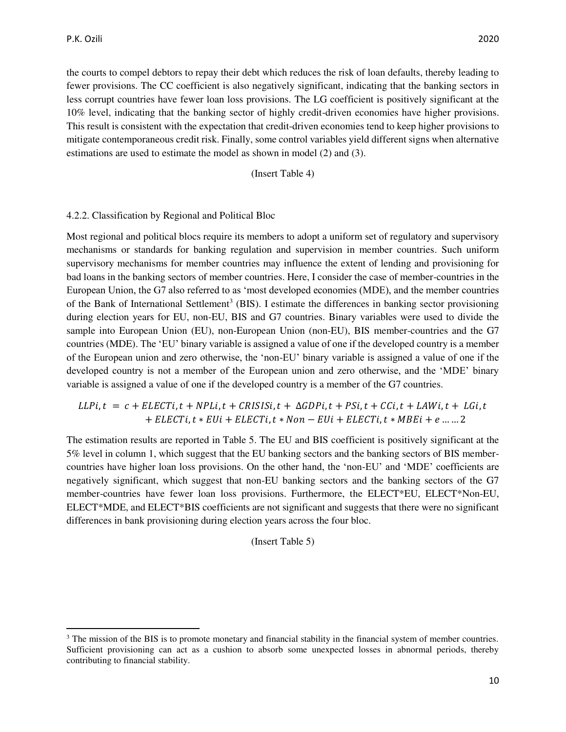the courts to compel debtors to repay their debt which reduces the risk of loan defaults, thereby leading to fewer provisions. The CC coefficient is also negatively significant, indicating that the banking sectors in less corrupt countries have fewer loan loss provisions. The LG coefficient is positively significant at the 10% level, indicating that the banking sector of highly credit-driven economies have higher provisions. This result is consistent with the expectation that credit-driven economies tend to keep higher provisions to mitigate contemporaneous credit risk. Finally, some control variables yield different signs when alternative estimations are used to estimate the model as shown in model (2) and (3).

(Insert Table 4)

4.2.2. Classification by Regional and Political Bloc

Most regional and political blocs require its members to adopt a uniform set of regulatory and supervisory mechanisms or standards for banking regulation and supervision in member countries. Such uniform supervisory mechanisms for member countries may influence the extent of lending and provisioning for bad loans in the banking sectors of member countries. Here, I consider the case of member-countries in the European Union, the G7 also referred to as 'most developed economies (MDE), and the member countries of the Bank of International Settlement[3] (BIS). I estimate the differences in banking sector provisioning during election years for EU, non-EU, BIS and G7 countries. Binary variables were used to divide the sample into European Union (EU), non-European Union (non-EU), BIS member-countries and the G7 countries (MDE). The 'EU' binary variable is assigned a value of one if the developed country is a member of the European union and zero otherwise, the 'non-EU' binary variable is assigned a value of one if the developed country is not a member of the European union and zero otherwise, and the 'MDE' binary variable is assigned a value of one if the developed country is a member of the G7 countries.

$$LLPi,t = c + ELECTi,t + NPLi,t + CRISISi,t + \Delta GDPi,t + PSi,t + CCi,t + LAWi,t + LGi,t + ELECTi,t * EUi + ELECTi,t * Non - EUi + ELECTi,t * MBEi + e \ldots\ldots 2$$

The estimation results are reported in Table 5. The EU and BIS coefficient is positively significant at the 5% level in column 1, which suggest that the EU banking sectors and the banking sectors of BIS member-countries have higher loan loss provisions. On the other hand, the 'non-EU' and 'MDE' coefficients are negatively significant, which suggest that non-EU banking sectors and the banking sectors of the G7 member-countries have fewer loan loss provisions. Furthermore, the ELECT*EU, ELECT*Non-EU, ELECT*MDE, and ELECT*BIS coefficients are not significant and suggests that there were no significant differences in bank provisioning during election years across the four bloc.

(Insert Table 5)

[3] The mission of the BIS is to promote monetary and financial stability in the financial system of member countries. Sufficient provisioning can act as a cushion to absorb some unexpected losses in abnormal periods, thereby contributing to financial stability.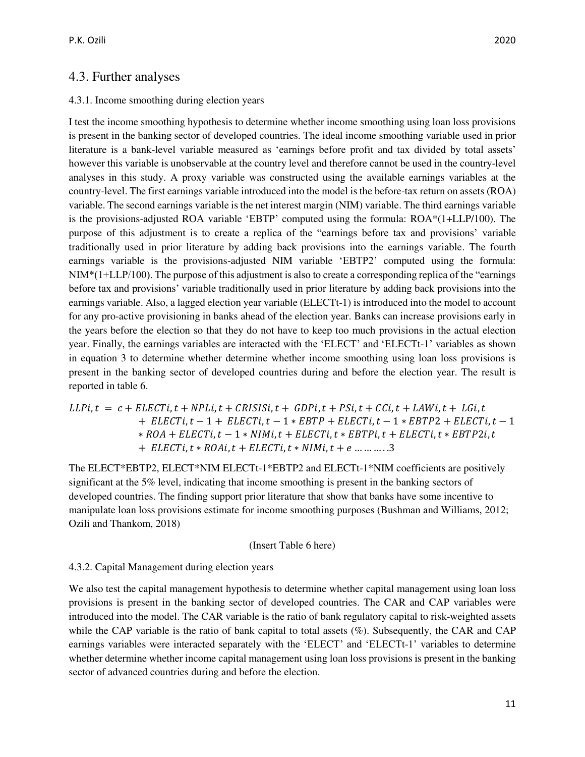## 4.3. Further analyses

### 4.3.1. Income smoothing during election years

I test the income smoothing hypothesis to determine whether income smoothing using loan loss provisions is present in the banking sector of developed countries. The ideal income smoothing variable used in prior literature is a bank-level variable measured as 'earnings before profit and tax divided by total assets' however this variable is unobservable at the country level and therefore cannot be used in the country-level analyses in this study. A proxy variable was constructed using the available earnings variables at the country-level. The first earnings variable introduced into the model is the before-tax return on assets (ROA) variable. The second earnings variable is the net interest margin (NIM) variable. The third earnings variable is the provisions-adjusted ROA variable 'EBTP' computed using the formula: ROA*(1+LLP/100). The purpose of this adjustment is to create a replica of the "earnings before tax and provisions' variable traditionally used in prior literature by adding back provisions into the earnings variable. The fourth earnings variable is the provisions-adjusted NIM variable 'EBTP2' computed using the formula: NIM*(1+LLP/100). The purpose of this adjustment is also to create a corresponding replica of the "earnings before tax and provisions' variable traditionally used in prior literature by adding back provisions into the earnings variable. Also, a lagged election year variable (ELECTt-1) is introduced into the model to account for any pro-active provisioning in banks ahead of the election year. Banks can increase provisions early in the years before the election so that they do not have to keep too much provisions in the actual election year. Finally, the earnings variables are interacted with the 'ELECT' and 'ELECTt-1' variables as shown in equation 3 to determine whether determine whether income smoothing using loan loss provisions is present in the banking sector of developed countries during and before the election year. The result is reported in table 6.

$$
\begin{aligned}
LLP_{i,t} = {} & c + ELECT_{i,t} + NPL_{i,t} + CRISIS_{i,t} + GDP_{i,t} + PS_{i,t} + CC_{i,t} + LAW_{i,t} + LG_{i,t} \\
& + ELECT_{i,t-1} + ELECT_{i,t-1} * EBTP + ELECT_{i,t-1} * EBTP2 + ELECT_{i,t-1} \\
& * ROA + ELECT_{i,t-1} * NIM_{i,t} + ELECT_{i,t} * EBTP_{i,t} + ELECT_{i,t} * EBTP2_{i,t} \\
& + ELECT_{i,t} * ROA_{i,t} + ELECT_{i,t} * NIM_{i,t} + e \quad \ldots\ldots\ldots 3
\end{aligned}
$$

The ELECT*EBTP2, ELECT*NIM ELECTt-1*EBTP2 and ELECTt-1*NIM coefficients are positively significant at the 5% level, indicating that income smoothing is present in the banking sectors of developed countries. The finding support prior literature that show that banks have some incentive to manipulate loan loss provisions estimate for income smoothing purposes (Bushman and Williams, 2012; Ozili and Thankom, 2018)

(Insert Table 6 here)

### 4.3.2. Capital Management during election years

We also test the capital management hypothesis to determine whether capital management using loan loss provisions is present in the banking sector of developed countries. The CAR and CAP variables were introduced into the model. The CAR variable is the ratio of bank regulatory capital to risk-weighted assets while the CAP variable is the ratio of bank capital to total assets (%). Subsequently, the CAR and CAP earnings variables were interacted separately with the 'ELECT' and 'ELECTt-1' variables to determine whether determine whether income capital management using loan loss provisions is present in the banking sector of advanced countries during and before the election.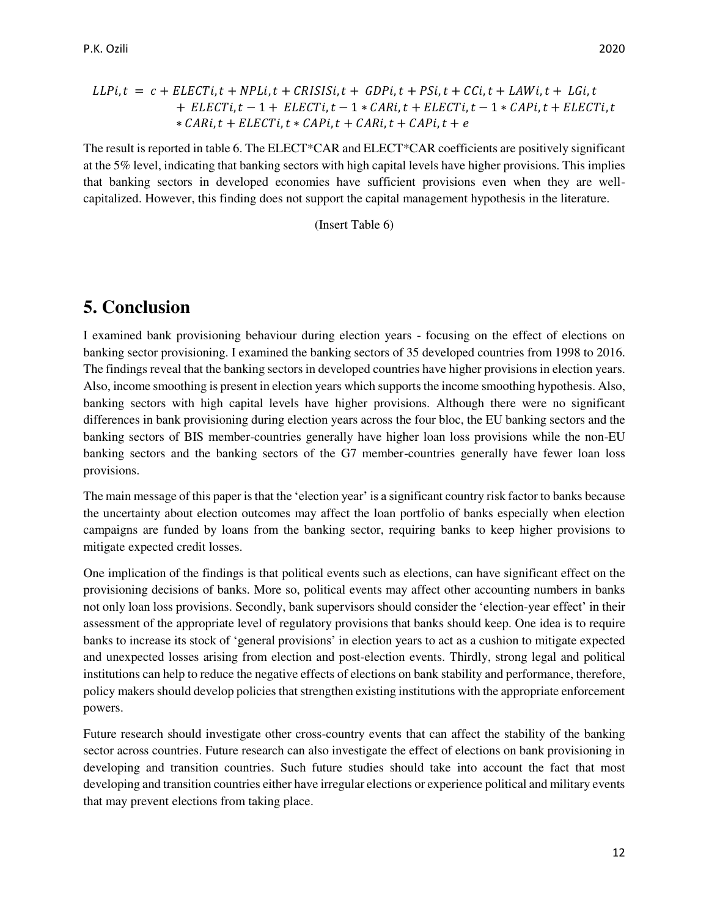$$LLPi,t = c + ELECTi,t + NPLi,t + CRISISi,t + GDPi,t + PSi,t + CCi,t + LAWi,t + LGi,t + ELECTi,t-1 + ELECTi,t-1 * CARi,t + ELECTi,t-1 * CAPi,t + ELECTi,t * CARi,t + ELECTi,t * CAPi,t + CARi,t + CAPi,t + e$$

The result is reported in table 6. The ELECT*CAR and ELECT*CAR coefficients are positively significant at the 5% level, indicating that banking sectors with high capital levels have higher provisions. This implies that banking sectors in developed economies have sufficient provisions even when they are well-capitalized. However, this finding does not support the capital management hypothesis in the literature.

(Insert Table 6)

# 5. Conclusion

I examined bank provisioning behaviour during election years - focusing on the effect of elections on banking sector provisioning. I examined the banking sectors of 35 developed countries from 1998 to 2016. The findings reveal that the banking sectors in developed countries have higher provisions in election years. Also, income smoothing is present in election years which supports the income smoothing hypothesis. Also, banking sectors with high capital levels have higher provisions. Although there were no significant differences in bank provisioning during election years across the four bloc, the EU banking sectors and the banking sectors of BIS member-countries generally have higher loan loss provisions while the non-EU banking sectors and the banking sectors of the G7 member-countries generally have fewer loan loss provisions.

The main message of this paper is that the 'election year' is a significant country risk factor to banks because the uncertainty about election outcomes may affect the loan portfolio of banks especially when election campaigns are funded by loans from the banking sector, requiring banks to keep higher provisions to mitigate expected credit losses.

One implication of the findings is that political events such as elections, can have significant effect on the provisioning decisions of banks. More so, political events may affect other accounting numbers in banks not only loan loss provisions. Secondly, bank supervisors should consider the 'election-year effect' in their assessment of the appropriate level of regulatory provisions that banks should keep. One idea is to require banks to increase its stock of 'general provisions' in election years to act as a cushion to mitigate expected and unexpected losses arising from election and post-election events. Thirdly, strong legal and political institutions can help to reduce the negative effects of elections on bank stability and performance, therefore, policy makers should develop policies that strengthen existing institutions with the appropriate enforcement powers.

Future research should investigate other cross-country events that can affect the stability of the banking sector across countries. Future research can also investigate the effect of elections on bank provisioning in developing and transition countries. Such future studies should take into account the fact that most developing and transition countries either have irregular elections or experience political and military events that may prevent elections from taking place.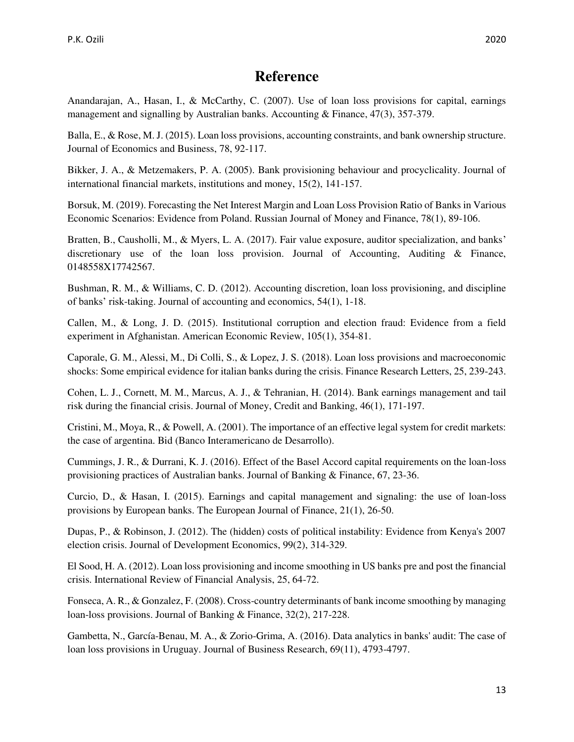# Reference

Anandarajan, A., Hasan, I., & McCarthy, C. (2007). Use of loan loss provisions for capital, earnings management and signalling by Australian banks. Accounting & Finance, 47(3), 357-379.

Balla, E., & Rose, M. J. (2015). Loan loss provisions, accounting constraints, and bank ownership structure. Journal of Economics and Business, 78, 92-117.

Bikker, J. A., & Metzemakers, P. A. (2005). Bank provisioning behaviour and procyclicality. Journal of international financial markets, institutions and money, 15(2), 141-157.

Borsuk, M. (2019). Forecasting the Net Interest Margin and Loan Loss Provision Ratio of Banks in Various Economic Scenarios: Evidence from Poland. Russian Journal of Money and Finance, 78(1), 89-106.

Bratten, B., Causholli, M., & Myers, L. A. (2017). Fair value exposure, auditor specialization, and banks' discretionary use of the loan loss provision. Journal of Accounting, Auditing & Finance, 0148558X17742567.

Bushman, R. M., & Williams, C. D. (2012). Accounting discretion, loan loss provisioning, and discipline of banks' risk-taking. Journal of accounting and economics, 54(1), 1-18.

Callen, M., & Long, J. D. (2015). Institutional corruption and election fraud: Evidence from a field experiment in Afghanistan. American Economic Review, 105(1), 354-81.

Caporale, G. M., Alessi, M., Di Colli, S., & Lopez, J. S. (2018). Loan loss provisions and macroeconomic shocks: Some empirical evidence for italian banks during the crisis. Finance Research Letters, 25, 239-243.

Cohen, L. J., Cornett, M. M., Marcus, A. J., & Tehranian, H. (2014). Bank earnings management and tail risk during the financial crisis. Journal of Money, Credit and Banking, 46(1), 171-197.

Cristini, M., Moya, R., & Powell, A. (2001). The importance of an effective legal system for credit markets: the case of argentina. Bid (Banco Interamericano de Desarrollo).

Cummings, J. R., & Durrani, K. J. (2016). Effect of the Basel Accord capital requirements on the loan-loss provisioning practices of Australian banks. Journal of Banking & Finance, 67, 23-36.

Curcio, D., & Hasan, I. (2015). Earnings and capital management and signaling: the use of loan-loss provisions by European banks. The European Journal of Finance, 21(1), 26-50.

Dupas, P., & Robinson, J. (2012). The (hidden) costs of political instability: Evidence from Kenya's 2007 election crisis. Journal of Development Economics, 99(2), 314-329.

El Sood, H. A. (2012). Loan loss provisioning and income smoothing in US banks pre and post the financial crisis. International Review of Financial Analysis, 25, 64-72.

Fonseca, A. R., & Gonzalez, F. (2008). Cross-country determinants of bank income smoothing by managing loan-loss provisions. Journal of Banking & Finance, 32(2), 217-228.

Gambetta, N., García-Benau, M. A., & Zorio-Grima, A. (2016). Data analytics in banks' audit: The case of loan loss provisions in Uruguay. Journal of Business Research, 69(11), 4793-4797.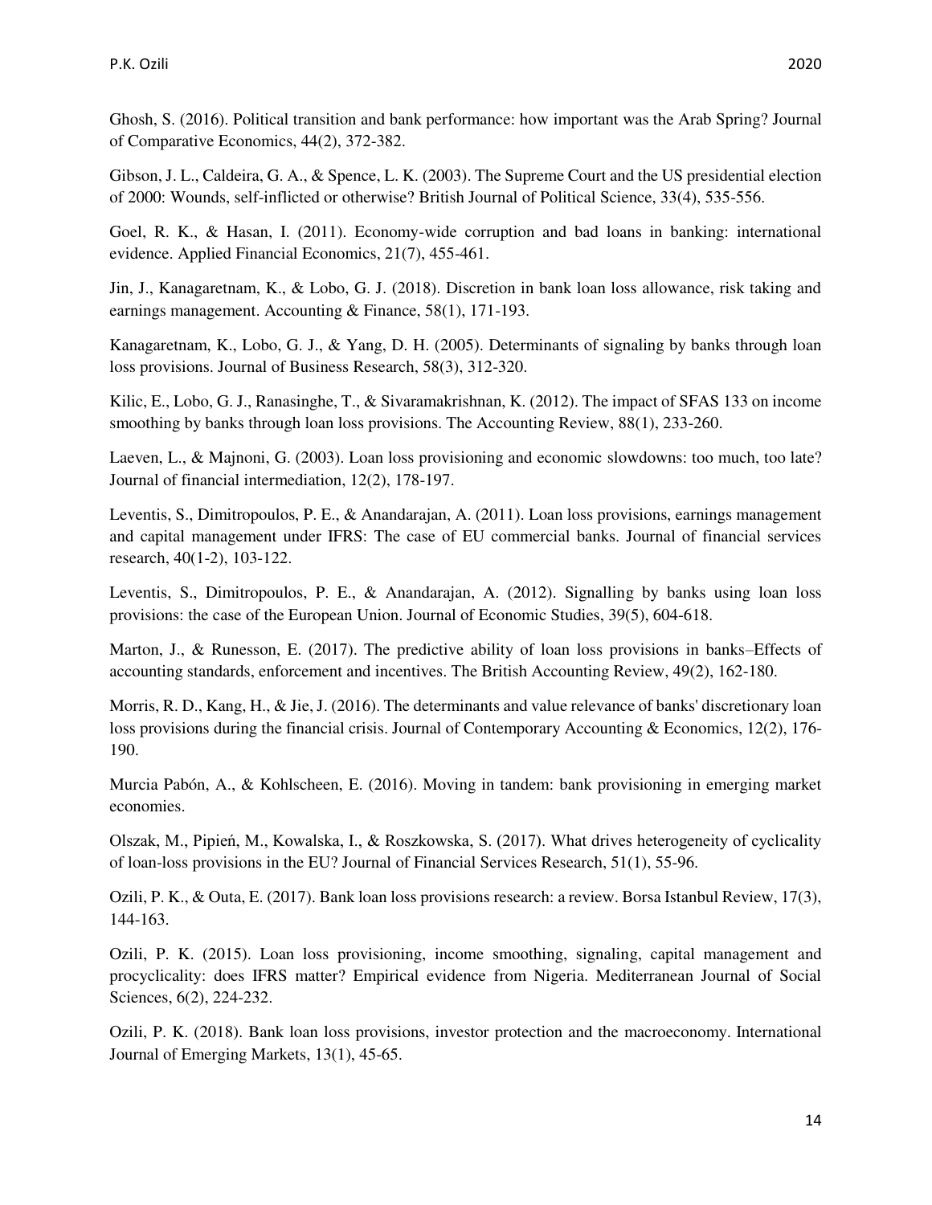Ghosh, S. (2016). Political transition and bank performance: how important was the Arab Spring? Journal of Comparative Economics, 44(2), 372-382.

Gibson, J. L., Caldeira, G. A., & Spence, L. K. (2003). The Supreme Court and the US presidential election of 2000: Wounds, self-inflicted or otherwise? British Journal of Political Science, 33(4), 535-556.

Goel, R. K., & Hasan, I. (2011). Economy-wide corruption and bad loans in banking: international evidence. Applied Financial Economics, 21(7), 455-461.

Jin, J., Kanagaretnam, K., & Lobo, G. J. (2018). Discretion in bank loan loss allowance, risk taking and earnings management. Accounting & Finance, 58(1), 171-193.

Kanagaretnam, K., Lobo, G. J., & Yang, D. H. (2005). Determinants of signaling by banks through loan loss provisions. Journal of Business Research, 58(3), 312-320.

Kilic, E., Lobo, G. J., Ranasinghe, T., & Sivaramakrishnan, K. (2012). The impact of SFAS 133 on income smoothing by banks through loan loss provisions. The Accounting Review, 88(1), 233-260.

Laeven, L., & Majnoni, G. (2003). Loan loss provisioning and economic slowdowns: too much, too late? Journal of financial intermediation, 12(2), 178-197.

Leventis, S., Dimitropoulos, P. E., & Anandarajan, A. (2011). Loan loss provisions, earnings management and capital management under IFRS: The case of EU commercial banks. Journal of financial services research, 40(1-2), 103-122.

Leventis, S., Dimitropoulos, P. E., & Anandarajan, A. (2012). Signalling by banks using loan loss provisions: the case of the European Union. Journal of Economic Studies, 39(5), 604-618.

Marton, J., & Runesson, E. (2017). The predictive ability of loan loss provisions in banks–Effects of accounting standards, enforcement and incentives. The British Accounting Review, 49(2), 162-180.

Morris, R. D., Kang, H., & Jie, J. (2016). The determinants and value relevance of banks' discretionary loan loss provisions during the financial crisis. Journal of Contemporary Accounting & Economics, 12(2), 176-190.

Murcia Pabón, A., & Kohlscheen, E. (2016). Moving in tandem: bank provisioning in emerging market economies.

Olszak, M., Pipień, M., Kowalska, I., & Roszkowska, S. (2017). What drives heterogeneity of cyclicality of loan-loss provisions in the EU? Journal of Financial Services Research, 51(1), 55-96.

Ozili, P. K., & Outa, E. (2017). Bank loan loss provisions research: a review. Borsa Istanbul Review, 17(3), 144-163.

Ozili, P. K. (2015). Loan loss provisioning, income smoothing, signaling, capital management and procyclicality: does IFRS matter? Empirical evidence from Nigeria. Mediterranean Journal of Social Sciences, 6(2), 224-232.

Ozili, P. K. (2018). Bank loan loss provisions, investor protection and the macroeconomy. International Journal of Emerging Markets, 13(1), 45-65.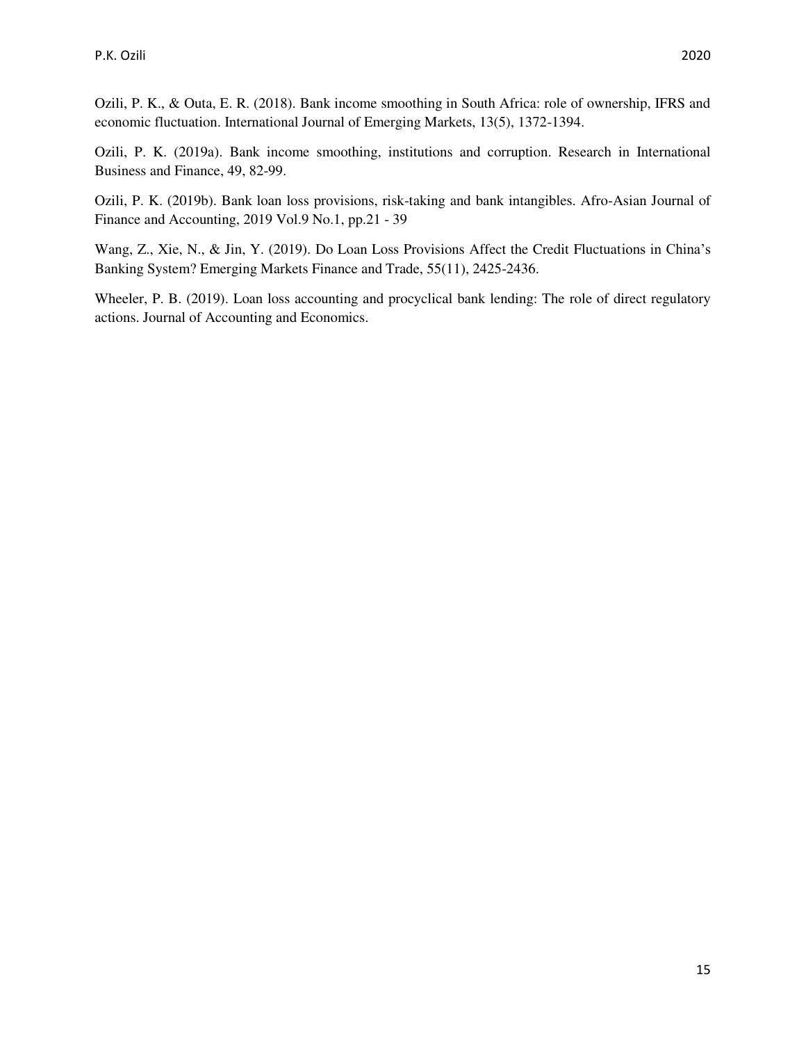Ozili, P. K., & Outa, E. R. (2018). Bank income smoothing in South Africa: role of ownership, IFRS and economic fluctuation. International Journal of Emerging Markets, 13(5), 1372-1394.

Ozili, P. K. (2019a). Bank income smoothing, institutions and corruption. Research in International Business and Finance, 49, 82-99.

Ozili, P. K. (2019b). Bank loan loss provisions, risk-taking and bank intangibles. Afro-Asian Journal of Finance and Accounting, 2019 Vol.9 No.1, pp.21 - 39

Wang, Z., Xie, N., & Jin, Y. (2019). Do Loan Loss Provisions Affect the Credit Fluctuations in China's Banking System? Emerging Markets Finance and Trade, 55(11), 2425-2436.

Wheeler, P. B. (2019). Loan loss accounting and procyclical bank lending: The role of direct regulatory actions. Journal of Accounting and Economics.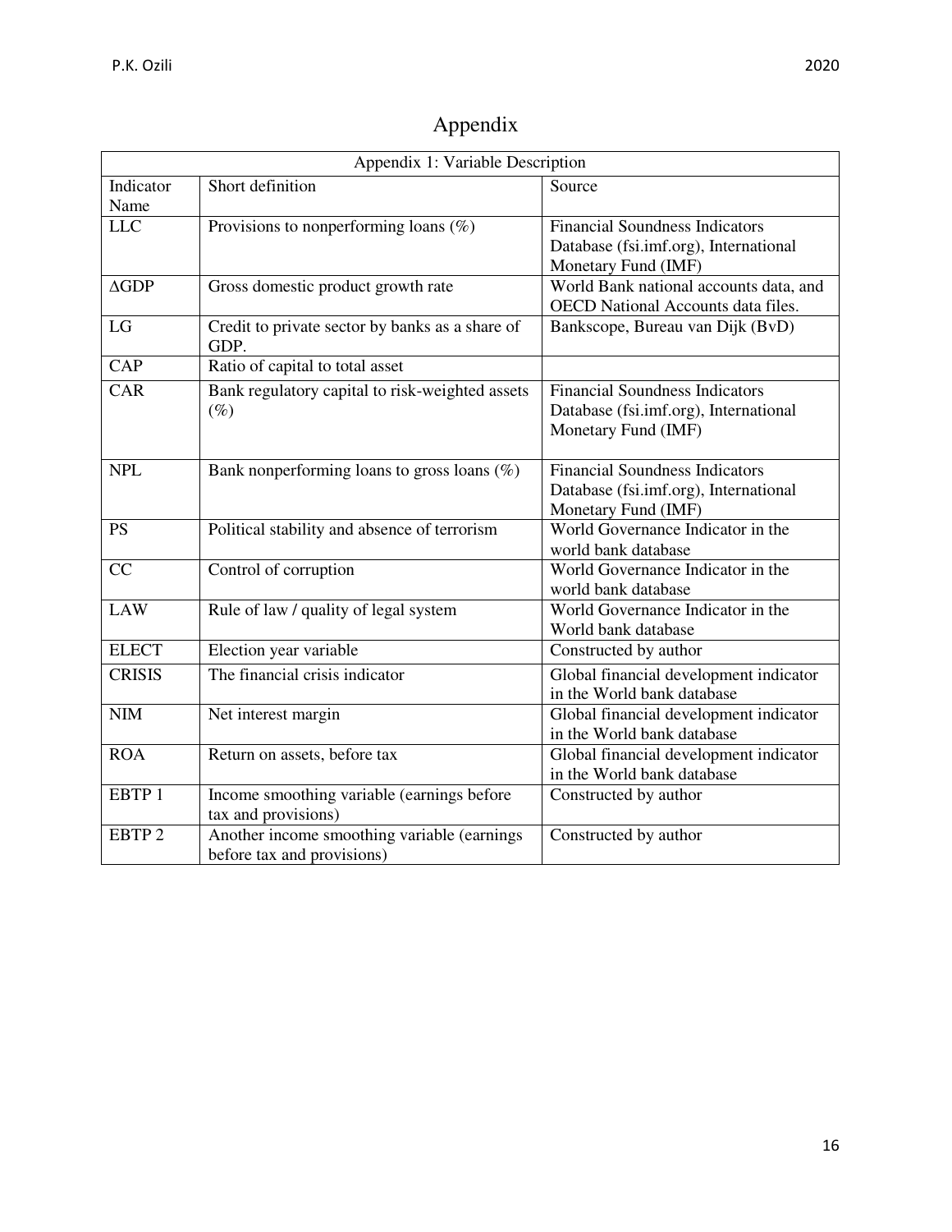# Appendix

| Appendix 1: Variable Description | | |
|---|---|---|
| Indicator Name | Short definition | Source |
| LLC | Provisions to nonperforming loans (%) | Financial Soundness Indicators Database (fsi.imf.org), International Monetary Fund (IMF) |
| ΔGDP | Gross domestic product growth rate | World Bank national accounts data, and OECD National Accounts data files. |
| LG | Credit to private sector by banks as a share of GDP. | Bankscope, Bureau van Dijk (BvD) |
| CAP | Ratio of capital to total asset | |
| CAR | Bank regulatory capital to risk-weighted assets (%) | Financial Soundness Indicators Database (fsi.imf.org), International Monetary Fund (IMF) |
| NPL | Bank nonperforming loans to gross loans (%) | Financial Soundness Indicators Database (fsi.imf.org), International Monetary Fund (IMF) |
| PS | Political stability and absence of terrorism | World Governance Indicator in the world bank database |
| CC | Control of corruption | World Governance Indicator in the world bank database |
| LAW | Rule of law / quality of legal system | World Governance Indicator in the World bank database |
| ELECT | Election year variable | Constructed by author |
| CRISIS | The financial crisis indicator | Global financial development indicator in the World bank database |
| NIM | Net interest margin | Global financial development indicator in the World bank database |
| ROA | Return on assets, before tax | Global financial development indicator in the World bank database |
| EBTP 1 | Income smoothing variable (earnings before tax and provisions) | Constructed by author |
| EBTP 2 | Another income smoothing variable (earnings before tax and provisions) | Constructed by author |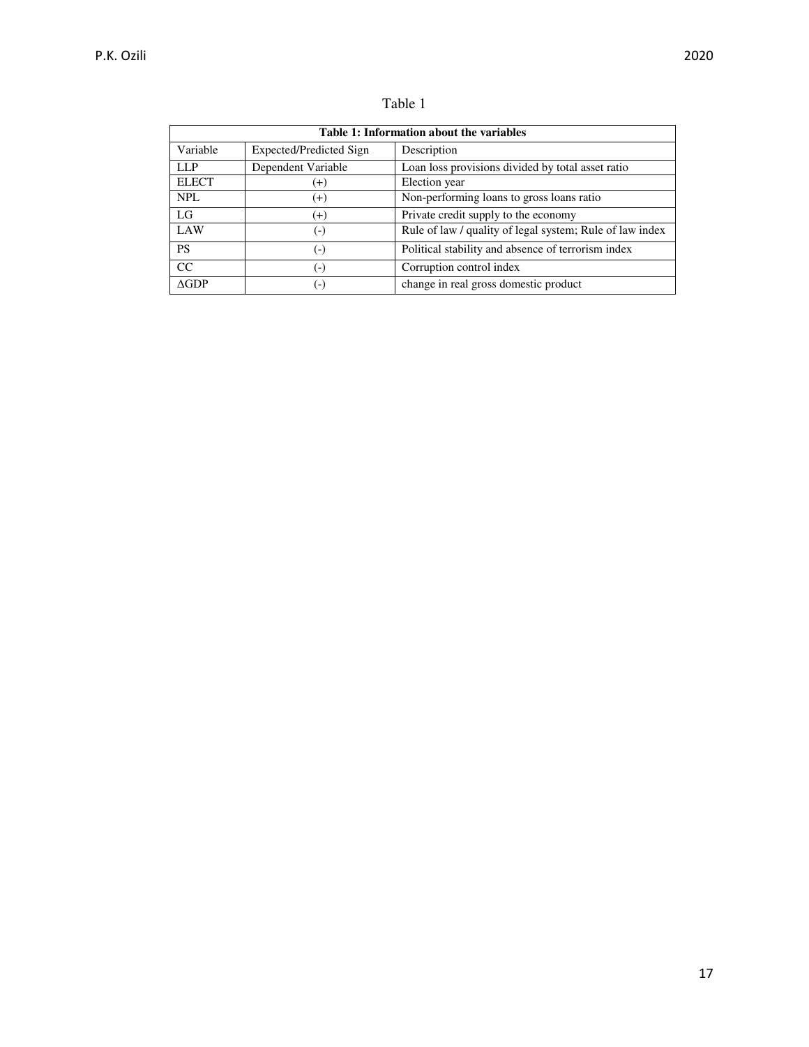Table 1

| Table 1: Information about the variables | | |
|---|---|---|
| Variable | Expected/Predicted Sign | Description |
| LLP | Dependent Variable | Loan loss provisions divided by total asset ratio |
| ELECT | (+) | Election year |
| NPL | (+) | Non-performing loans to gross loans ratio |
| LG | (+) | Private credit supply to the economy |
| LAW | (-) | Rule of law / quality of legal system; Rule of law index |
| PS | (-) | Political stability and absence of terrorism index |
| CC | (-) | Corruption control index |
| ΔGDP | (-) | change in real gross domestic product |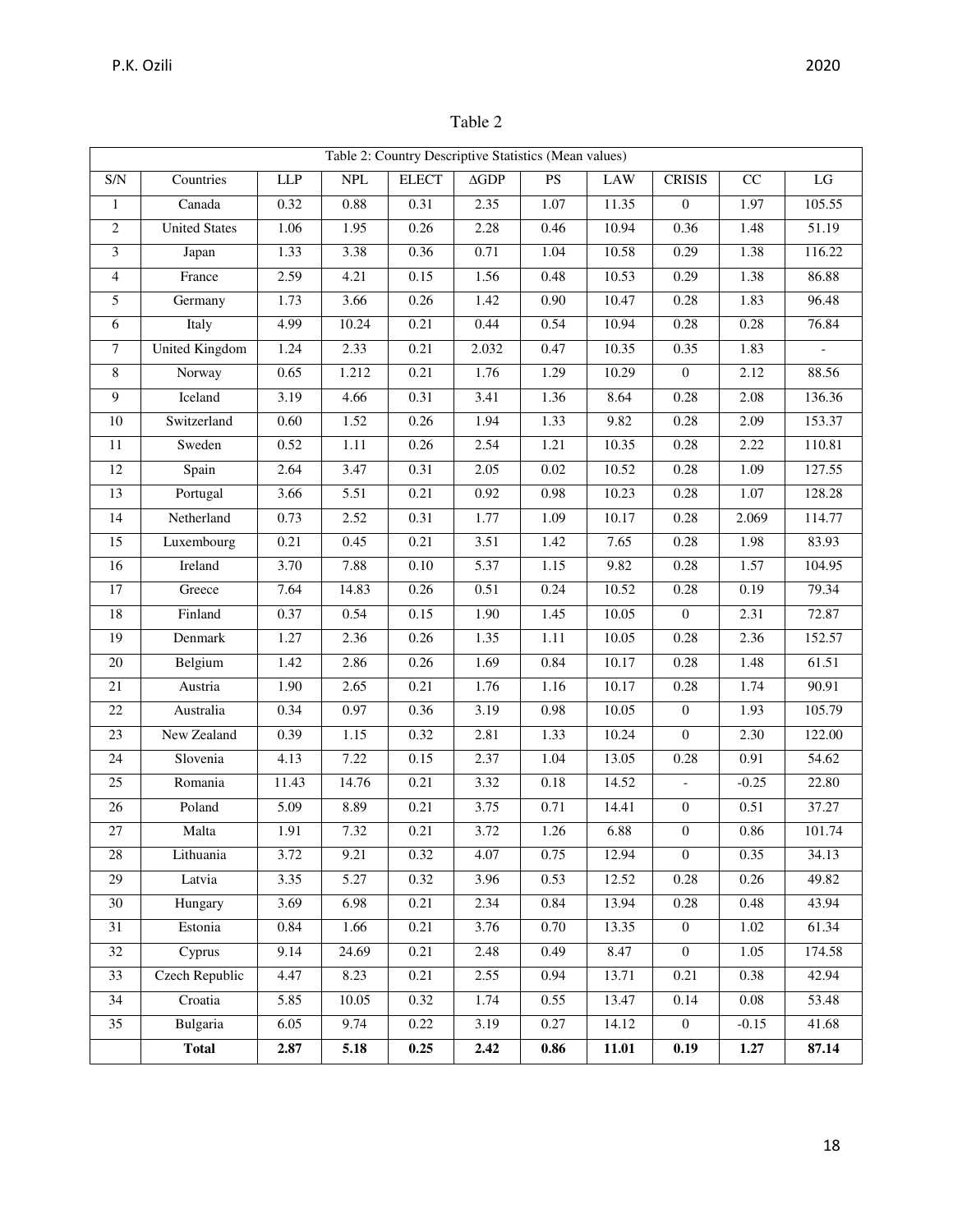Table 2

| Table 2: Country Descriptive Statistics (Mean values) | | | | | | | | | | |
|---|---|---|---|---|---|---|---|---|---|---|
| S/N | Countries | LLP | NPL | ELECT | ΔGDP | PS | LAW | CRISIS | CC | LG |
| 1 | Canada | 0.32 | 0.88 | 0.31 | 2.35 | 1.07 | 11.35 | 0 | 1.97 | 105.55 |
| 2 | United States | 1.06 | 1.95 | 0.26 | 2.28 | 0.46 | 10.94 | 0.36 | 1.48 | 51.19 |
| 3 | Japan | 1.33 | 3.38 | 0.36 | 0.71 | 1.04 | 10.58 | 0.29 | 1.38 | 116.22 |
| 4 | France | 2.59 | 4.21 | 0.15 | 1.56 | 0.48 | 10.53 | 0.29 | 1.38 | 86.88 |
| 5 | Germany | 1.73 | 3.66 | 0.26 | 1.42 | 0.90 | 10.47 | 0.28 | 1.83 | 96.48 |
| 6 | Italy | 4.99 | 10.24 | 0.21 | 0.44 | 0.54 | 10.94 | 0.28 | 0.28 | 76.84 |
| 7 | United Kingdom | 1.24 | 2.33 | 0.21 | 2.032 | 0.47 | 10.35 | 0.35 | 1.83 | - |
| 8 | Norway | 0.65 | 1.212 | 0.21 | 1.76 | 1.29 | 10.29 | 0 | 2.12 | 88.56 |
| 9 | Iceland | 3.19 | 4.66 | 0.31 | 3.41 | 1.36 | 8.64 | 0.28 | 2.08 | 136.36 |
| 10 | Switzerland | 0.60 | 1.52 | 0.26 | 1.94 | 1.33 | 9.82 | 0.28 | 2.09 | 153.37 |
| 11 | Sweden | 0.52 | 1.11 | 0.26 | 2.54 | 1.21 | 10.35 | 0.28 | 2.22 | 110.81 |
| 12 | Spain | 2.64 | 3.47 | 0.31 | 2.05 | 0.02 | 10.52 | 0.28 | 1.09 | 127.55 |
| 13 | Portugal | 3.66 | 5.51 | 0.21 | 0.92 | 0.98 | 10.23 | 0.28 | 1.07 | 128.28 |
| 14 | Netherland | 0.73 | 2.52 | 0.31 | 1.77 | 1.09 | 10.17 | 0.28 | 2.069 | 114.77 |
| 15 | Luxembourg | 0.21 | 0.45 | 0.21 | 3.51 | 1.42 | 7.65 | 0.28 | 1.98 | 83.93 |
| 16 | Ireland | 3.70 | 7.88 | 0.10 | 5.37 | 1.15 | 9.82 | 0.28 | 1.57 | 104.95 |
| 17 | Greece | 7.64 | 14.83 | 0.26 | 0.51 | 0.24 | 10.52 | 0.28 | 0.19 | 79.34 |
| 18 | Finland | 0.37 | 0.54 | 0.15 | 1.90 | 1.45 | 10.05 | 0 | 2.31 | 72.87 |
| 19 | Denmark | 1.27 | 2.36 | 0.26 | 1.35 | 1.11 | 10.05 | 0.28 | 2.36 | 152.57 |
| 20 | Belgium | 1.42 | 2.86 | 0.26 | 1.69 | 0.84 | 10.17 | 0.28 | 1.48 | 61.51 |
| 21 | Austria | 1.90 | 2.65 | 0.21 | 1.76 | 1.16 | 10.17 | 0.28 | 1.74 | 90.91 |
| 22 | Australia | 0.34 | 0.97 | 0.36 | 3.19 | 0.98 | 10.05 | 0 | 1.93 | 105.79 |
| 23 | New Zealand | 0.39 | 1.15 | 0.32 | 2.81 | 1.33 | 10.24 | 0 | 2.30 | 122.00 |
| 24 | Slovenia | 4.13 | 7.22 | 0.15 | 2.37 | 1.04 | 13.05 | 0.28 | 0.91 | 54.62 |
| 25 | Romania | 11.43 | 14.76 | 0.21 | 3.32 | 0.18 | 14.52 | - | -0.25 | 22.80 |
| 26 | Poland | 5.09 | 8.89 | 0.21 | 3.75 | 0.71 | 14.41 | 0 | 0.51 | 37.27 |
| 27 | Malta | 1.91 | 7.32 | 0.21 | 3.72 | 1.26 | 6.88 | 0 | 0.86 | 101.74 |
| 28 | Lithuania | 3.72 | 9.21 | 0.32 | 4.07 | 0.75 | 12.94 | 0 | 0.35 | 34.13 |
| 29 | Latvia | 3.35 | 5.27 | 0.32 | 3.96 | 0.53 | 12.52 | 0.28 | 0.26 | 49.82 |
| 30 | Hungary | 3.69 | 6.98 | 0.21 | 2.34 | 0.84 | 13.94 | 0.28 | 0.48 | 43.94 |
| 31 | Estonia | 0.84 | 1.66 | 0.21 | 3.76 | 0.70 | 13.35 | 0 | 1.02 | 61.34 |
| 32 | Cyprus | 9.14 | 24.69 | 0.21 | 2.48 | 0.49 | 8.47 | 0 | 1.05 | 174.58 |
| 33 | Czech Republic | 4.47 | 8.23 | 0.21 | 2.55 | 0.94 | 13.71 | 0.21 | 0.38 | 42.94 |
| 34 | Croatia | 5.85 | 10.05 | 0.32 | 1.74 | 0.55 | 13.47 | 0.14 | 0.08 | 53.48 |
| 35 | Bulgaria | 6.05 | 9.74 | 0.22 | 3.19 | 0.27 | 14.12 | 0 | -0.15 | 41.68 |
| | **Total** | **2.87** | **5.18** | **0.25** | **2.42** | **0.86** | **11.01** | **0.19** | **1.27** | **87.14** |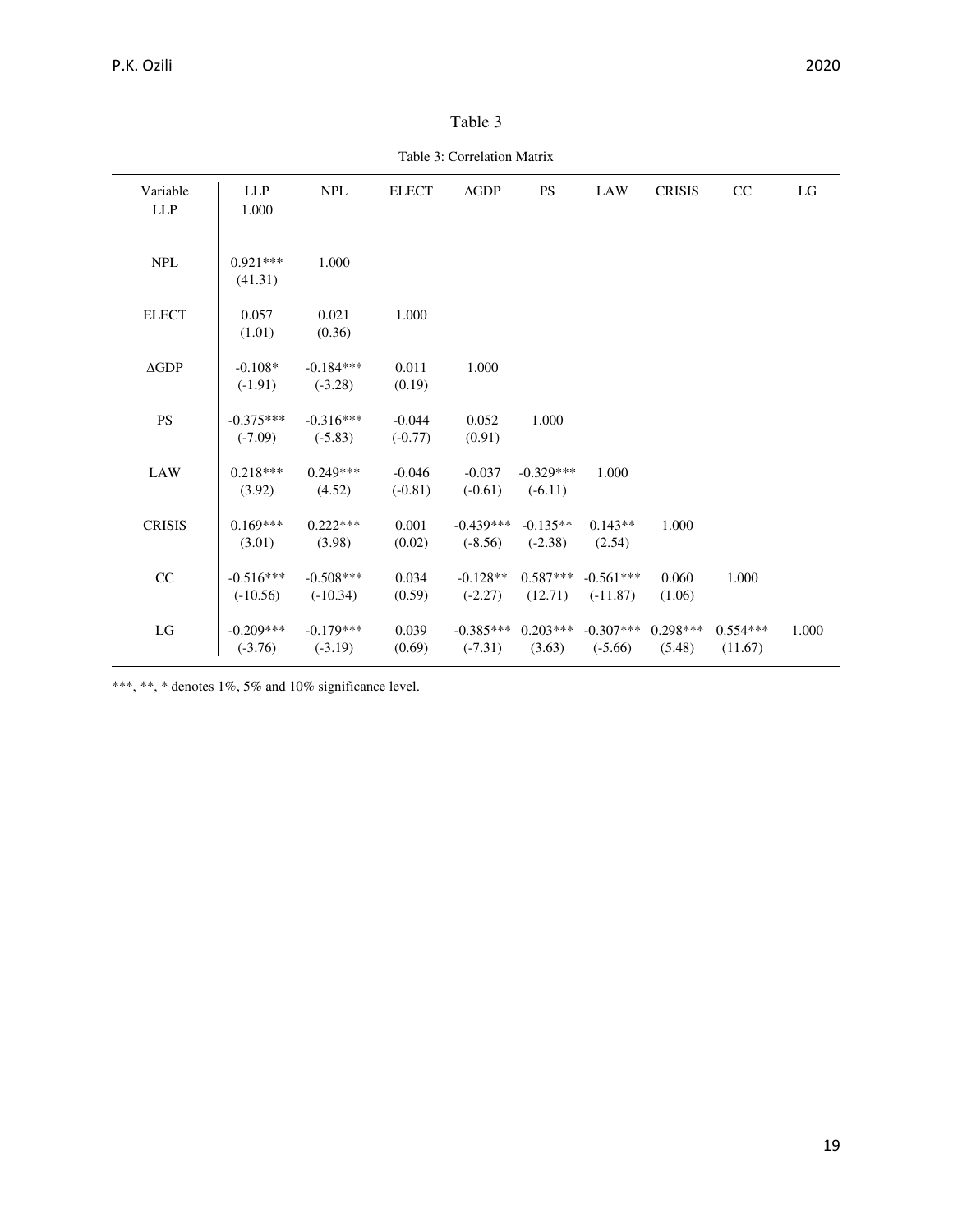Table 3

Table 3: Correlation Matrix

| Variable | LLP | NPL | ELECT | ΔGDP | PS | LAW | CRISIS | CC | LG |
|---|---|---|---|---|---|---|---|---|---|
| LLP | 1.000 | | | | | | | | |
| NPL | 0.921*** (41.31) | 1.000 | | | | | | | |
| ELECT | 0.057 (1.01) | 0.021 (0.36) | 1.000 | | | | | | |
| ΔGDP | -0.108* (-1.91) | -0.184*** (-3.28) | 0.011 (0.19) | 1.000 | | | | | |
| PS | -0.375*** (-7.09) | -0.316*** (-5.83) | -0.044 (-0.77) | 0.052 (0.91) | 1.000 | | | | |
| LAW | 0.218*** (3.92) | 0.249*** (4.52) | -0.046 (-0.81) | -0.037 (-0.61) | -0.329*** (-6.11) | 1.000 | | | |
| CRISIS | 0.169*** (3.01) | 0.222*** (3.98) | 0.001 (0.02) | -0.439*** (-8.56) | -0.135** (-2.38) | 0.143** (2.54) | 1.000 | | |
| CC | -0.516*** (-10.56) | -0.508*** (-10.34) | 0.034 (0.59) | -0.128** (-2.27) | 0.587*** (12.71) | -0.561*** (-11.87) | 0.060 (1.06) | 1.000 | |
| LG | -0.209*** (-3.76) | -0.179*** (-3.19) | 0.039 (0.69) | -0.385*** (-7.31) | 0.203*** (3.63) | -0.307*** (-5.66) | 0.298*** (5.48) | 0.554*** (11.67) | 1.000 |

***, **, * denotes 1%, 5% and 10% significance level.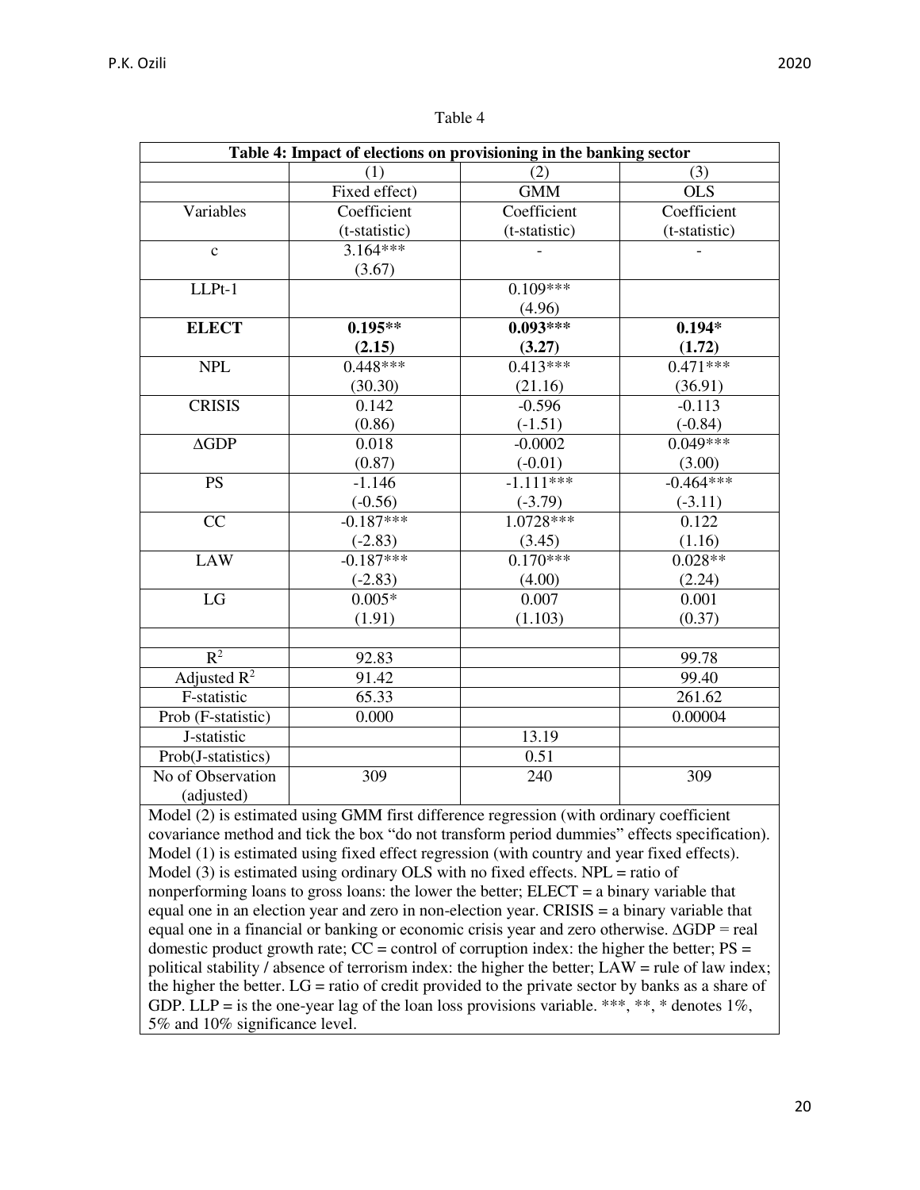Table 4

| Table 4: Impact of elections on provisioning in the banking sector | | | |
|---|---|---|---|
| | (1) | (2) | (3) |
| | Fixed effect) | GMM | OLS |
| Variables | Coefficient (t-statistic) | Coefficient (t-statistic) | Coefficient (t-statistic) |
| c | 3.164*** (3.67) | - | - |
| LLPt-1 | | 0.109*** (4.96) | |
| **ELECT** | **0.195** (2.15)** | **0.093*** (3.27)** | **0.194* (1.72)** |
| NPL | 0.448*** (30.30) | 0.413*** (21.16) | 0.471*** (36.91) |
| CRISIS | 0.142 (0.86) | -0.596 (-1.51) | -0.113 (-0.84) |
| ΔGDP | 0.018 (0.87) | -0.0002 (-0.01) | 0.049*** (3.00) |
| PS | -1.146 (-0.56) | -1.111*** (-3.79) | -0.464*** (-3.11) |
| CC | -0.187*** (-2.83) | 1.0728*** (3.45) | 0.122 (1.16) |
| LAW | -0.187*** (-2.83) | 0.170*** (4.00) | 0.028** (2.24) |
| LG | 0.005* (1.91) | 0.007 (1.103) | 0.001 (0.37) |
| | | | |
| $R^2$ | 92.83 | | 99.78 |
| Adjusted $R^2$ | 91.42 | | 99.40 |
| F-statistic | 65.33 | | 261.62 |
| Prob (F-statistic) | 0.000 | | 0.00004 |
| J-statistic | | 13.19 | |
| Prob(J-statistics) | | 0.51 | |
| No of Observation (adjusted) | 309 | 240 | 309 |

Model (2) is estimated using GMM first difference regression (with ordinary coefficient covariance method and tick the box "do not transform period dummies" effects specification). Model (1) is estimated using fixed effect regression (with country and year fixed effects). Model (3) is estimated using ordinary OLS with no fixed effects. NPL = ratio of nonperforming loans to gross loans: the lower the better; ELECT = a binary variable that equal one in an election year and zero in non-election year. CRISIS = a binary variable that equal one in a financial or banking or economic crisis year and zero otherwise. ΔGDP = real domestic product growth rate; CC = control of corruption index: the higher the better; PS = political stability / absence of terrorism index: the higher the better; LAW = rule of law index; the higher the better. LG = ratio of credit provided to the private sector by banks as a share of GDP. LLP = is the one-year lag of the loan loss provisions variable. ***, **, * denotes 1%, 5% and 10% significance level.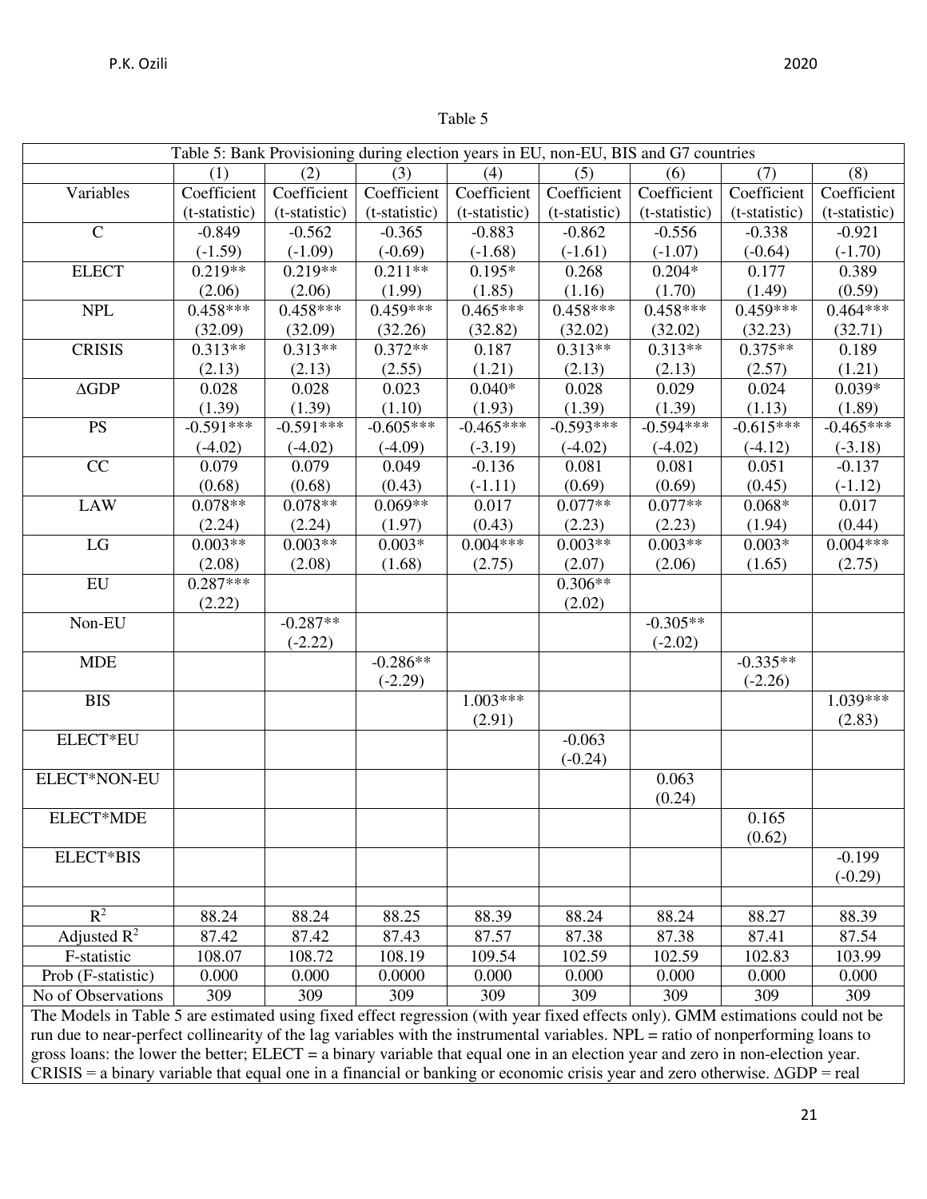Table 5

| Table 5: Bank Provisioning during election years in EU, non-EU, BIS and G7 countries | | | | | | | | |
|---|---|---|---|---|---|---|---|---|
| | (1) | (2) | (3) | (4) | (5) | (6) | (7) | (8) |
| Variables | Coefficient (t-statistic) | Coefficient (t-statistic) | Coefficient (t-statistic) | Coefficient (t-statistic) | Coefficient (t-statistic) | Coefficient (t-statistic) | Coefficient (t-statistic) | Coefficient (t-statistic) |
| C | -0.849 (-1.59) | -0.562 (-1.09) | -0.365 (-0.69) | -0.883 (-1.68) | -0.862 (-1.61) | -0.556 (-1.07) | -0.338 (-0.64) | -0.921 (-1.70) |
| ELECT | 0.219** (2.06) | 0.219** (2.06) | 0.211** (1.99) | 0.195* (1.85) | 0.268 (1.16) | 0.204* (1.70) | 0.177 (1.49) | 0.389 (0.59) |
| NPL | 0.458*** (32.09) | 0.458*** (32.09) | 0.459*** (32.26) | 0.465*** (32.82) | 0.458*** (32.02) | 0.458*** (32.02) | 0.459*** (32.23) | 0.464*** (32.71) |
| CRISIS | 0.313** (2.13) | 0.313** (2.13) | 0.372** (2.55) | 0.187 (1.21) | 0.313** (2.13) | 0.313** (2.13) | 0.375** (2.57) | 0.189 (1.21) |
| ΔGDP | 0.028 (1.39) | 0.028 (1.39) | 0.023 (1.10) | 0.040* (1.93) | 0.028 (1.39) | 0.029 (1.39) | 0.024 (1.13) | 0.039* (1.89) |
| PS | -0.591*** (-4.02) | -0.591*** (-4.02) | -0.605*** (-4.09) | -0.465*** (-3.19) | -0.593*** (-4.02) | -0.594*** (-4.02) | -0.615*** (-4.12) | -0.465*** (-3.18) |
| CC | 0.079 (0.68) | 0.079 (0.68) | 0.049 (0.43) | -0.136 (-1.11) | 0.081 (0.69) | 0.081 (0.69) | 0.051 (0.45) | -0.137 (-1.12) |
| LAW | 0.078** (2.24) | 0.078** (2.24) | 0.069** (1.97) | 0.017 (0.43) | 0.077** (2.23) | 0.077** (2.23) | 0.068* (1.94) | 0.017 (0.44) |
| LG | 0.003** (2.08) | 0.003** (2.08) | 0.003* (1.68) | 0.004*** (2.75) | 0.003** (2.07) | 0.003** (2.06) | 0.003* (1.65) | 0.004*** (2.75) |
| EU | 0.287*** (2.22) | | | | 0.306** (2.02) | | | |
| Non-EU | | -0.287** (-2.22) | | | | -0.305** (-2.02) | | |
| MDE | | | -0.286** (-2.29) | | | | -0.335** (-2.26) | |
| BIS | | | | 1.003*** (2.91) | | | | 1.039*** (2.83) |
| ELECT*EU | | | | | -0.063 (-0.24) | | | |
| ELECT*NON-EU | | | | | | 0.063 (0.24) | | |
| ELECT*MDE | | | | | | | 0.165 (0.62) | |
| ELECT*BIS | | | | | | | | -0.199 (-0.29) |
| | | | | | | | | |
| $R^2$ | 88.24 | 88.24 | 88.25 | 88.39 | 88.24 | 88.24 | 88.27 | 88.39 |
| Adjusted $R^2$ | 87.42 | 87.42 | 87.43 | 87.57 | 87.38 | 87.38 | 87.41 | 87.54 |
| F-statistic | 108.07 | 108.72 | 108.19 | 109.54 | 102.59 | 102.59 | 102.83 | 103.99 |
| Prob (F-statistic) | 0.000 | 0.000 | 0.0000 | 0.000 | 0.000 | 0.000 | 0.000 | 0.000 |
| No of Observations | 309 | 309 | 309 | 309 | 309 | 309 | 309 | 309 |

The Models in Table 5 are estimated using fixed effect regression (with year fixed effects only). GMM estimations could not be run due to near-perfect collinearity of the lag variables with the instrumental variables. NPL = ratio of nonperforming loans to gross loans: the lower the better; ELECT = a binary variable that equal one in an election year and zero in non-election year. CRISIS = a binary variable that equal one in a financial or banking or economic crisis year and zero otherwise. ΔGDP = real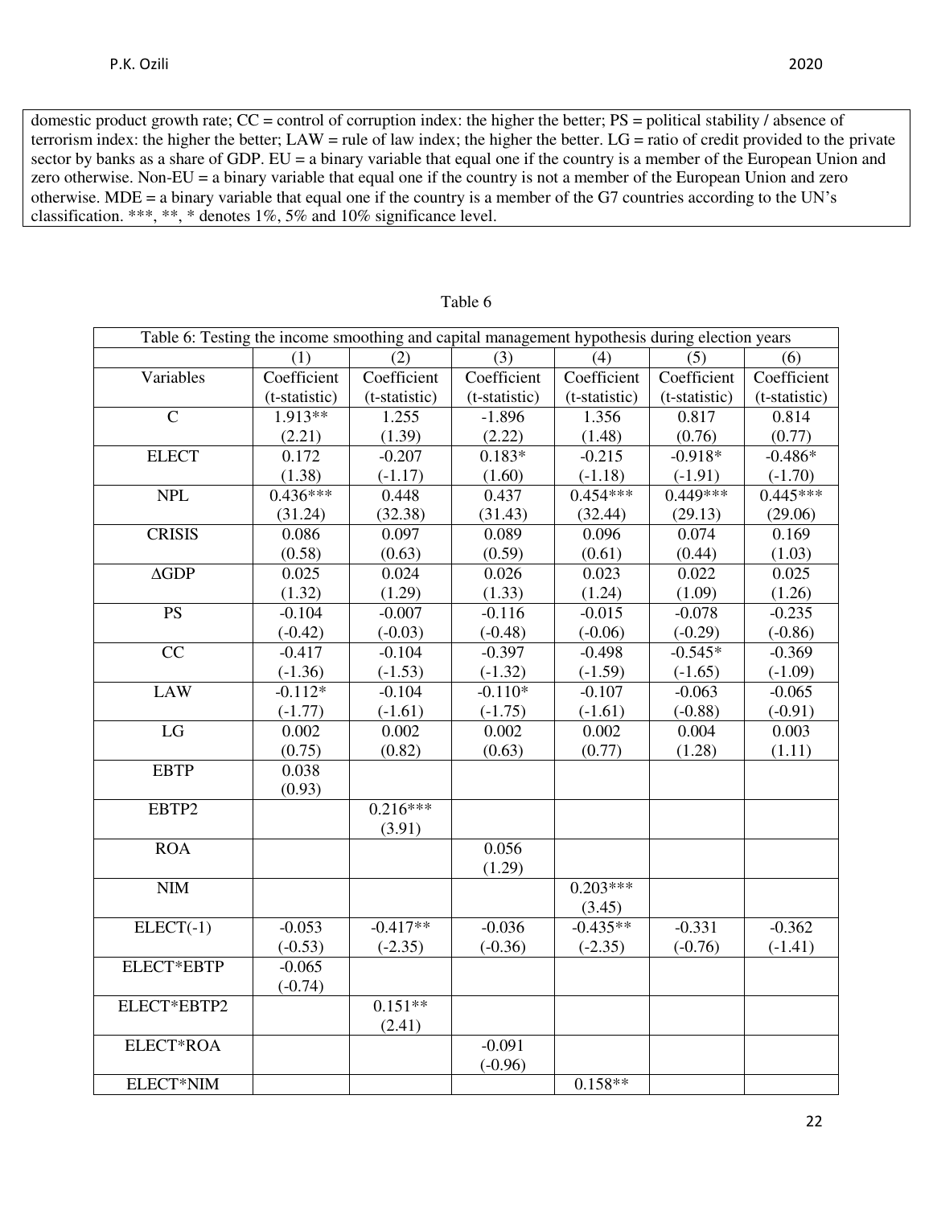domestic product growth rate; CC = control of corruption index: the higher the better; PS = political stability / absence of terrorism index: the higher the better; LAW = rule of law index; the higher the better. LG = ratio of credit provided to the private sector by banks as a share of GDP. EU = a binary variable that equal one if the country is a member of the European Union and zero otherwise. Non-EU = a binary variable that equal one if the country is not a member of the European Union and zero otherwise. MDE = a binary variable that equal one if the country is a member of the G7 countries according to the UN's classification. ***, **, * denotes 1%, 5% and 10% significance level.

Table 6

| Table 6: Testing the income smoothing and capital management hypothesis during election years | | | | | | |
|---|---|---|---|---|---|---|
| | (1) | (2) | (3) | (4) | (5) | (6) |
| Variables | Coefficient (t-statistic) | Coefficient (t-statistic) | Coefficient (t-statistic) | Coefficient (t-statistic) | Coefficient (t-statistic) | Coefficient (t-statistic) |
| C | 1.913** (2.21) | 1.255 (1.39) | -1.896 (2.22) | 1.356 (1.48) | 0.817 (0.76) | 0.814 (0.77) |
| ELECT | 0.172 (1.38) | -0.207 (-1.17) | 0.183* (1.60) | -0.215 (-1.18) | -0.918* (-1.91) | -0.486* (-1.70) |
| NPL | 0.436*** (31.24) | 0.448 (32.38) | 0.437 (31.43) | 0.454*** (32.44) | 0.449*** (29.13) | 0.445*** (29.06) |
| CRISIS | 0.086 (0.58) | 0.097 (0.63) | 0.089 (0.59) | 0.096 (0.61) | 0.074 (0.44) | 0.169 (1.03) |
| ΔGDP | 0.025 (1.32) | 0.024 (1.29) | 0.026 (1.33) | 0.023 (1.24) | 0.022 (1.09) | 0.025 (1.26) |
| PS | -0.104 (-0.42) | -0.007 (-0.03) | -0.116 (-0.48) | -0.015 (-0.06) | -0.078 (-0.29) | -0.235 (-0.86) |
| CC | -0.417 (-1.36) | -0.104 (-1.53) | -0.397 (-1.32) | -0.498 (-1.59) | -0.545* (-1.65) | -0.369 (-1.09) |
| LAW | -0.112* (-1.77) | -0.104 (-1.61) | -0.110* (-1.75) | -0.107 (-1.61) | -0.063 (-0.88) | -0.065 (-0.91) |
| LG | 0.002 (0.75) | 0.002 (0.82) | 0.002 (0.63) | 0.002 (0.77) | 0.004 (1.28) | 0.003 (1.11) |
| EBTP | 0.038 (0.93) | | | | | |
| EBTP2 | | 0.216*** (3.91) | | | | |
| ROA | | | 0.056 (1.29) | | | |
| NIM | | | | 0.203*** (3.45) | | |
| ELECT(-1) | -0.053 (-0.53) | -0.417** (-2.35) | -0.036 (-0.36) | -0.435** (-2.35) | -0.331 (-0.76) | -0.362 (-1.41) |
| ELECT*EBTP | -0.065 (-0.74) | | | | | |
| ELECT*EBTP2 | | 0.151** (2.41) | | | | |
| ELECT*ROA | | | -0.091 (-0.96) | | | |
| ELECT*NIM | | | | 0.158** | | |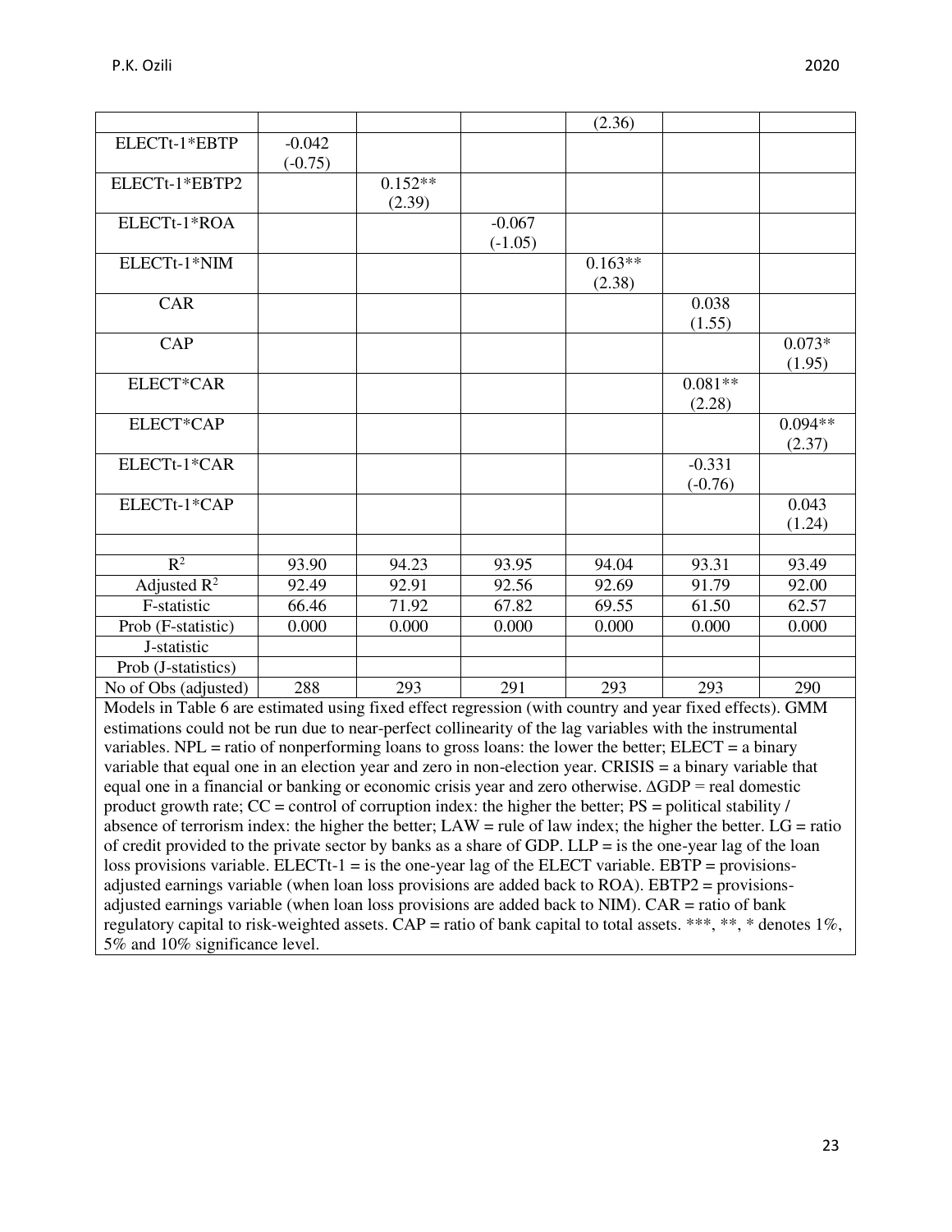| | | | | | | |
|---|---|---|---|---|---|---|
| | | | | (2.36) | | |
| ELECTt-1*EBTP | -0.042<br>(-0.75) | | | | | |
| ELECTt-1*EBTP2 | | 0.152**<br>(2.39) | | | | |
| ELECTt-1*ROA | | | -0.067<br>(-1.05) | | | |
| ELECTt-1*NIM | | | | 0.163**<br>(2.38) | | |
| CAR | | | | | 0.038<br>(1.55) | |
| CAP | | | | | | 0.073*<br>(1.95) |
| ELECT*CAR | | | | | 0.081**<br>(2.28) | |
| ELECT*CAP | | | | | | 0.094**<br>(2.37) |
| ELECTt-1*CAR | | | | | -0.331<br>(-0.76) | |
| ELECTt-1*CAP | | | | | | 0.043<br>(1.24) |
| | | | | | | |
| $R^2$ | 93.90 | 94.23 | 93.95 | 94.04 | 93.31 | 93.49 |
| Adjusted $R^2$ | 92.49 | 92.91 | 92.56 | 92.69 | 91.79 | 92.00 |
| F-statistic | 66.46 | 71.92 | 67.82 | 69.55 | 61.50 | 62.57 |
| Prob (F-statistic) | 0.000 | 0.000 | 0.000 | 0.000 | 0.000 | 0.000 |
| J-statistic | | | | | | |
| Prob (J-statistics) | | | | | | |
| No of Obs (adjusted) | 288 | 293 | 291 | 293 | 293 | 290 |

Models in Table 6 are estimated using fixed effect regression (with country and year fixed effects). GMM estimations could not be run due to near-perfect collinearity of the lag variables with the instrumental variables. NPL = ratio of nonperforming loans to gross loans: the lower the better; ELECT = a binary variable that equal one in an election year and zero in non-election year. CRISIS = a binary variable that equal one in a financial or banking or economic crisis year and zero otherwise. $\Delta$GDP = real domestic product growth rate; CC = control of corruption index: the higher the better; PS = political stability / absence of terrorism index: the higher the better; LAW = rule of law index; the higher the better. LG = ratio of credit provided to the private sector by banks as a share of GDP. LLP = is the one-year lag of the loan loss provisions variable. ELECTt-1 = is the one-year lag of the ELECT variable. EBTP = provisions-adjusted earnings variable (when loan loss provisions are added back to ROA). EBTP2 = provisions-adjusted earnings variable (when loan loss provisions are added back to NIM). CAR = ratio of bank regulatory capital to risk-weighted assets. CAP = ratio of bank capital to total assets. ***, **, * denotes 1%, 5% and 10% significance level.